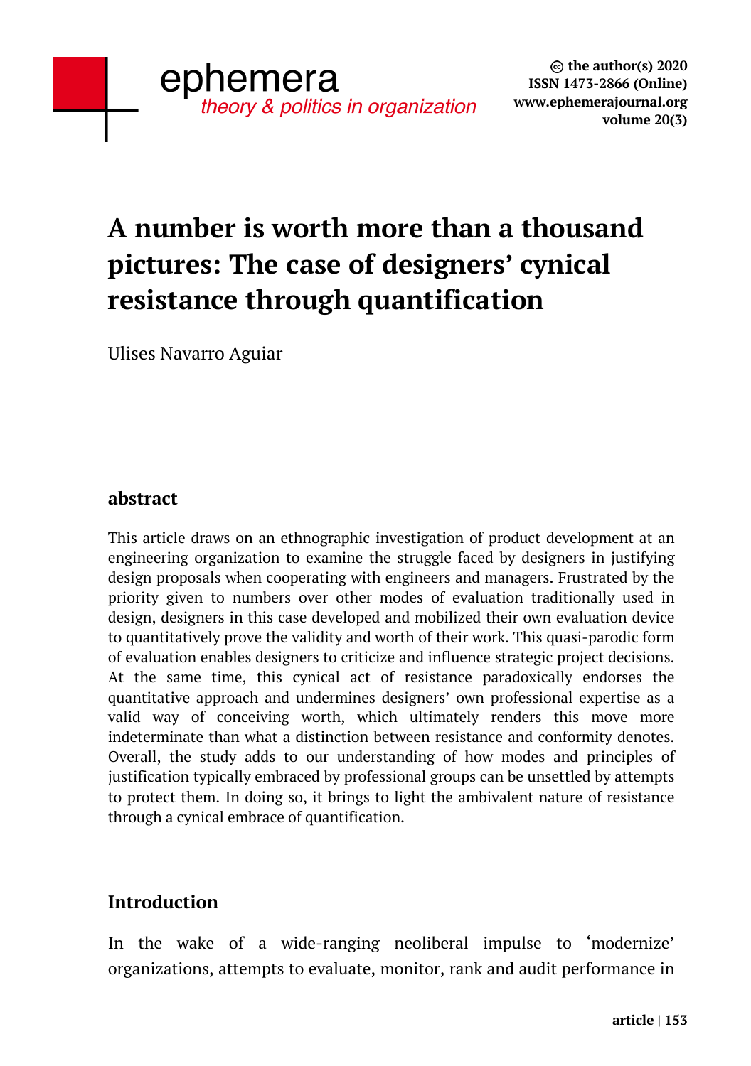# A number is worth more than a thousand pictures: The case of designers' cynical resistance through quantification

Ulises Navarro Aguiar

## abstract

This article draws on an ethnographic investigation of product development at an engineering organization to examine the struggle faced by designers in justifying design proposals when cooperating with engineers and managers. Frustrated by the priority given to numbers over other modes of evaluation traditionally used in design, designers in this case developed and mobilized their own evaluation device to quantitatively prove the validity and worth of their work. This quasi-parodic form of evaluation enables designers to criticize and influence strategic project decisions. At the same time, this cynical act of resistance paradoxically endorses the quantitative approach and undermines designers' own professional expertise as a valid way of conceiving worth, which ultimately renders this move more indeterminate than what a distinction between resistance and conformity denotes. Overall, the study adds to our understanding of how modes and principles of justification typically embraced by professional groups can be unsettled by attempts to protect them. In doing so, it brings to light the ambivalent nature of resistance through a cynical embrace of quantification.

## Introduction

In the wake of a wide-ranging neoliberal impulse to 'modernize' organizations, attempts to evaluate, monitor, rank and audit performance in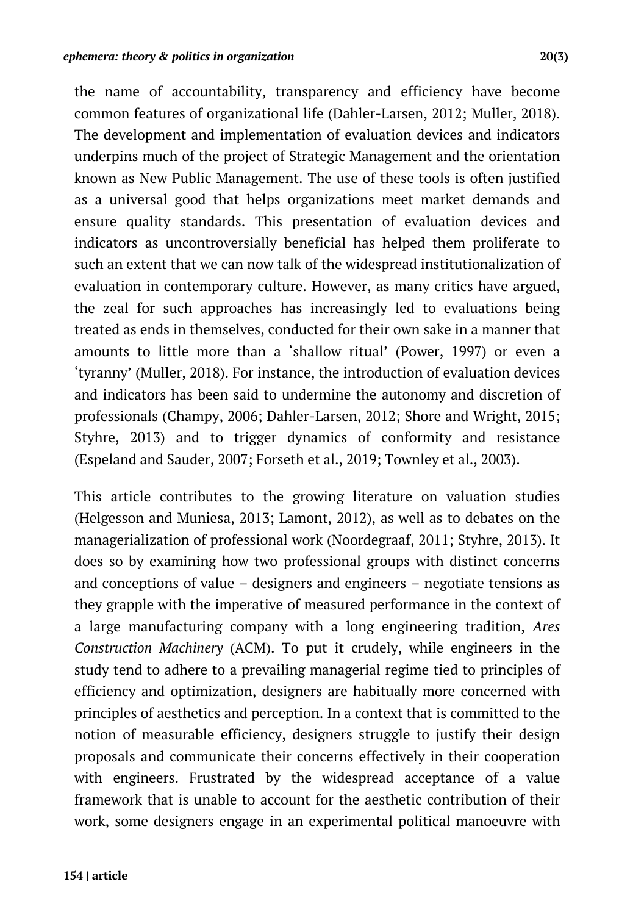the name of accountability, transparency and efficiency have become common features of organizational life (Dahler-Larsen, 2012; Muller, 2018). The development and implementation of evaluation devices and indicators underpins much of the project of Strategic Management and the orientation known as New Public Management. The use of these tools is often justified as a universal good that helps organizations meet market demands and ensure quality standards. This presentation of evaluation devices and indicators as uncontroversially beneficial has helped them proliferate to such an extent that we can now talk of the widespread institutionalization of evaluation in contemporary culture. However, as many critics have argued, the zeal for such approaches has increasingly led to evaluations being treated as ends in themselves, conducted for their own sake in a manner that amounts to little more than a 'shallow ritual' (Power, 1997) or even a 'tyranny' (Muller, 2018). For instance, the introduction of evaluation devices and indicators has been said to undermine the autonomy and discretion of professionals (Champy, 2006; Dahler-Larsen, 2012; Shore and Wright, 2015; Styhre, 2013) and to trigger dynamics of conformity and resistance (Espeland and Sauder, 2007; Forseth et al., 2019; Townley et al., 2003).

This article contributes to the growing literature on valuation studies (Helgesson and Muniesa, 2013; Lamont, 2012), as well as to debates on the managerialization of professional work (Noordegraaf, 2011; Styhre, 2013). It does so by examining how two professional groups with distinct concerns and conceptions of value – designers and engineers – negotiate tensions as they grapple with the imperative of measured performance in the context of a large manufacturing company with a long engineering tradition, *Ares Construction Machinery* (ACM). To put it crudely, while engineers in the study tend to adhere to a prevailing managerial regime tied to principles of efficiency and optimization, designers are habitually more concerned with principles of aesthetics and perception. In a context that is committed to the notion of measurable efficiency, designers struggle to justify their design proposals and communicate their concerns effectively in their cooperation with engineers. Frustrated by the widespread acceptance of a value framework that is unable to account for the aesthetic contribution of their work, some designers engage in an experimental political manoeuvre with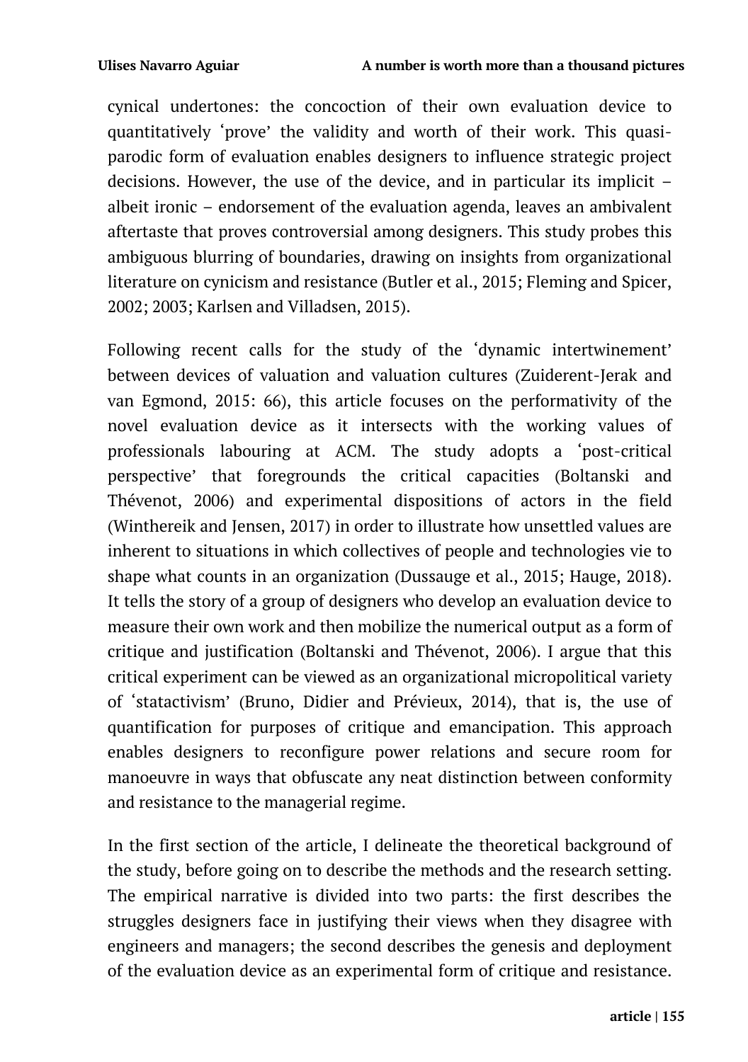cynical undertones: the concoction of their own evaluation device to quantitatively 'prove' the validity and worth of their work. This quasi-parodic form of evaluation enables designers to influence strategic project decisions. However, the use of the device, and in particular its implicit – albeit ironic – endorsement of the evaluation agenda, leaves an ambivalent aftertaste that proves controversial among designers. This study probes this ambiguous blurring of boundaries, drawing on insights from organizational literature on cynicism and resistance (Butler et al., 2015; Fleming and Spicer, 2002; 2003; Karlsen and Villadsen, 2015).

Following recent calls for the study of the 'dynamic intertwinement' between devices of valuation and valuation cultures (Zuiderent-Jerak and van Egmond, 2015: 66), this article focuses on the performativity of the novel evaluation device as it intersects with the working values of professionals labouring at ACM. The study adopts a 'post-critical perspective' that foregrounds the critical capacities (Boltanski and Thévenot, 2006) and experimental dispositions of actors in the field (Winthereik and Jensen, 2017) in order to illustrate how unsettled values are inherent to situations in which collectives of people and technologies vie to shape what counts in an organization (Dussauge et al., 2015; Hauge, 2018). It tells the story of a group of designers who develop an evaluation device to measure their own work and then mobilize the numerical output as a form of critique and justification (Boltanski and Thévenot, 2006). I argue that this critical experiment can be viewed as an organizational micropolitical variety of 'statactivism' (Bruno, Didier and Prévieux, 2014), that is, the use of quantification for purposes of critique and emancipation. This approach enables designers to reconfigure power relations and secure room for manoeuvre in ways that obfuscate any neat distinction between conformity and resistance to the managerial regime.

In the first section of the article, I delineate the theoretical background of the study, before going on to describe the methods and the research setting. The empirical narrative is divided into two parts: the first describes the struggles designers face in justifying their views when they disagree with engineers and managers; the second describes the genesis and deployment of the evaluation device as an experimental form of critique and resistance.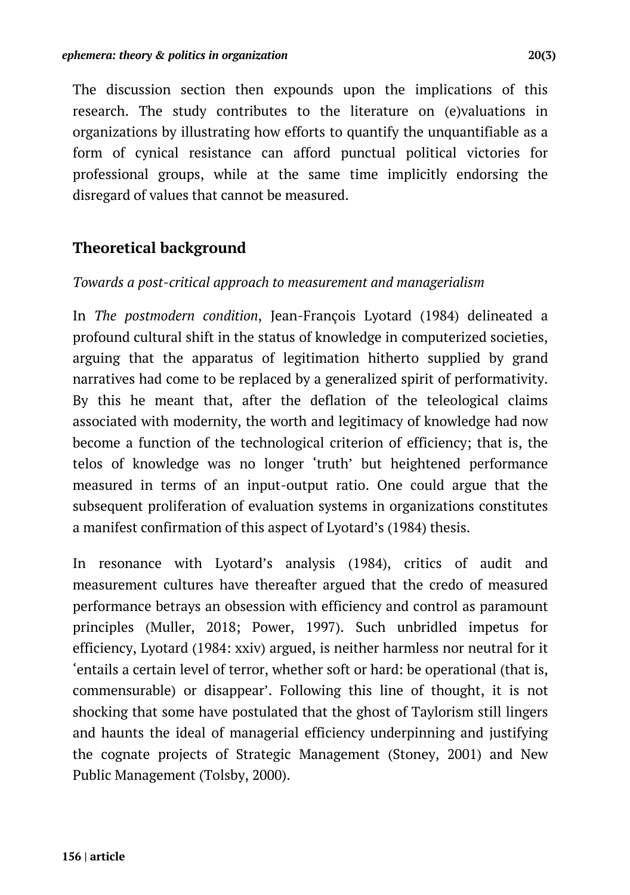The discussion section then expounds upon the implications of this research. The study contributes to the literature on (e)valuations in organizations by illustrating how efforts to quantify the unquantifiable as a form of cynical resistance can afford punctual political victories for professional groups, while at the same time implicitly endorsing the disregard of values that cannot be measured.

## Theoretical background

### *Towards a post-critical approach to measurement and managerialism*

In *The postmodern condition*, Jean-François Lyotard (1984) delineated a profound cultural shift in the status of knowledge in computerized societies, arguing that the apparatus of legitimation hitherto supplied by grand narratives had come to be replaced by a generalized spirit of performativity. By this he meant that, after the deflation of the teleological claims associated with modernity, the worth and legitimacy of knowledge had now become a function of the technological criterion of efficiency; that is, the telos of knowledge was no longer 'truth' but heightened performance measured in terms of an input-output ratio. One could argue that the subsequent proliferation of evaluation systems in organizations constitutes a manifest confirmation of this aspect of Lyotard's (1984) thesis.

In resonance with Lyotard's analysis (1984), critics of audit and measurement cultures have thereafter argued that the credo of measured performance betrays an obsession with efficiency and control as paramount principles (Muller, 2018; Power, 1997). Such unbridled impetus for efficiency, Lyotard (1984: xxiv) argued, is neither harmless nor neutral for it 'entails a certain level of terror, whether soft or hard: be operational (that is, commensurable) or disappear'. Following this line of thought, it is not shocking that some have postulated that the ghost of Taylorism still lingers and haunts the ideal of managerial efficiency underpinning and justifying the cognate projects of Strategic Management (Stoney, 2001) and New Public Management (Tolsby, 2000).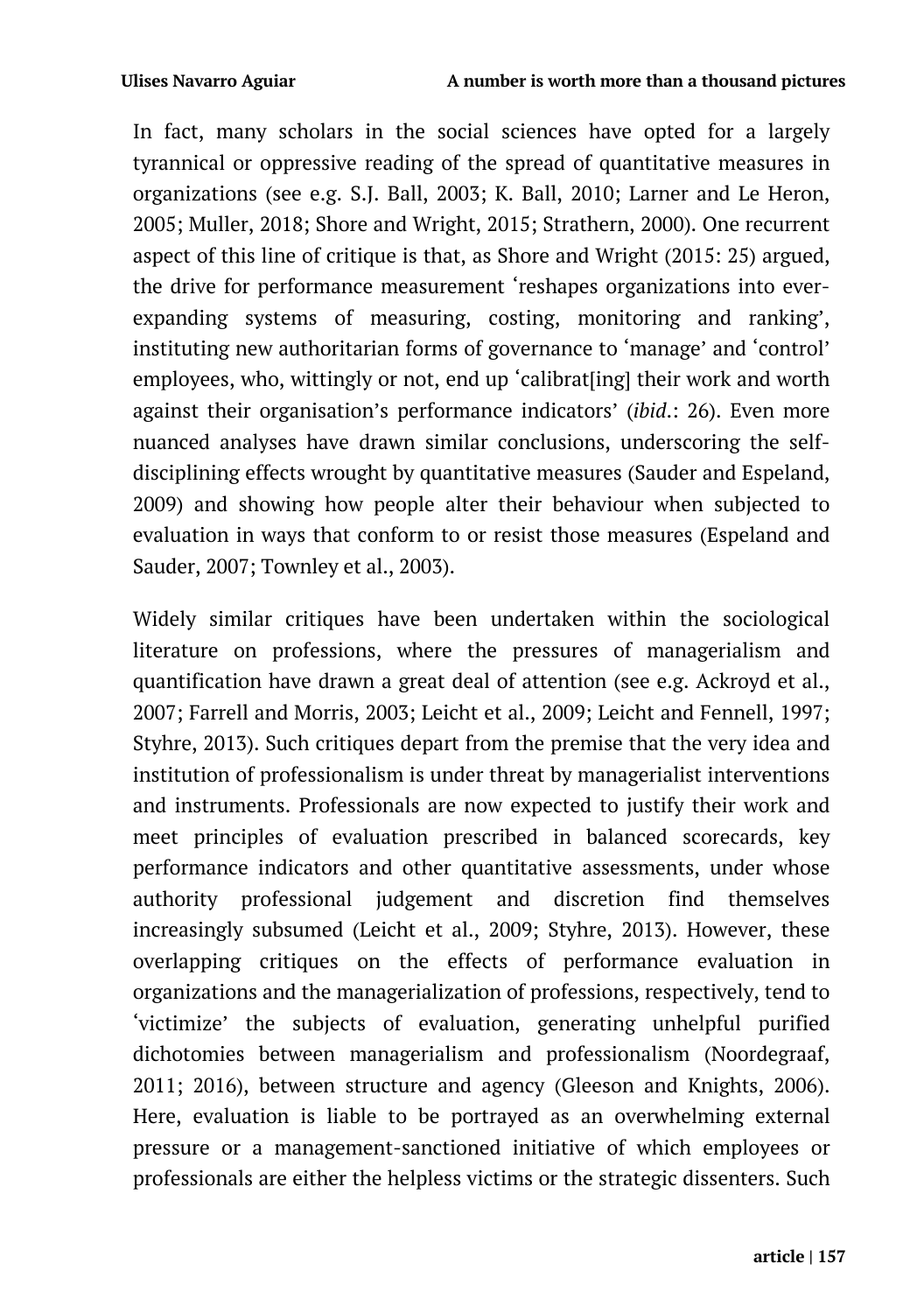In fact, many scholars in the social sciences have opted for a largely tyrannical or oppressive reading of the spread of quantitative measures in organizations (see e.g. S.J. Ball, 2003; K. Ball, 2010; Larner and Le Heron, 2005; Muller, 2018; Shore and Wright, 2015; Strathern, 2000). One recurrent aspect of this line of critique is that, as Shore and Wright (2015: 25) argued, the drive for performance measurement 'reshapes organizations into ever-expanding systems of measuring, costing, monitoring and ranking', instituting new authoritarian forms of governance to 'manage' and 'control' employees, who, wittingly or not, end up 'calibrat[ing] their work and worth against their organisation's performance indicators' (*ibid*.: 26). Even more nuanced analyses have drawn similar conclusions, underscoring the self-disciplining effects wrought by quantitative measures (Sauder and Espeland, 2009) and showing how people alter their behaviour when subjected to evaluation in ways that conform to or resist those measures (Espeland and Sauder, 2007; Townley et al., 2003).

Widely similar critiques have been undertaken within the sociological literature on professions, where the pressures of managerialism and quantification have drawn a great deal of attention (see e.g. Ackroyd et al., 2007; Farrell and Morris, 2003; Leicht et al., 2009; Leicht and Fennell, 1997; Styhre, 2013). Such critiques depart from the premise that the very idea and institution of professionalism is under threat by managerialist interventions and instruments. Professionals are now expected to justify their work and meet principles of evaluation prescribed in balanced scorecards, key performance indicators and other quantitative assessments, under whose authority professional judgement and discretion find themselves increasingly subsumed (Leicht et al., 2009; Styhre, 2013). However, these overlapping critiques on the effects of performance evaluation in organizations and the managerialization of professions, respectively, tend to 'victimize' the subjects of evaluation, generating unhelpful purified dichotomies between managerialism and professionalism (Noordegraaf, 2011; 2016), between structure and agency (Gleeson and Knights, 2006). Here, evaluation is liable to be portrayed as an overwhelming external pressure or a management-sanctioned initiative of which employees or professionals are either the helpless victims or the strategic dissenters. Such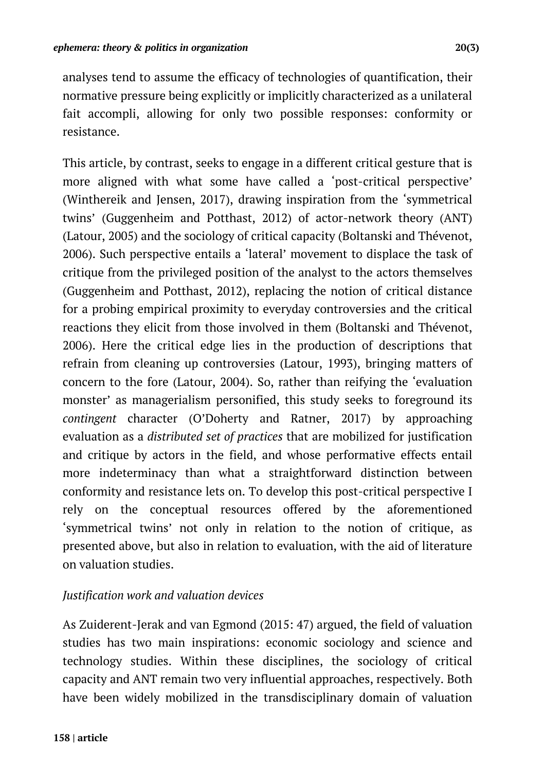analyses tend to assume the efficacy of technologies of quantification, their normative pressure being explicitly or implicitly characterized as a unilateral fait accompli, allowing for only two possible responses: conformity or resistance.

This article, by contrast, seeks to engage in a different critical gesture that is more aligned with what some have called a 'post-critical perspective' (Winthereik and Jensen, 2017), drawing inspiration from the 'symmetrical twins' (Guggenheim and Potthast, 2012) of actor-network theory (ANT) (Latour, 2005) and the sociology of critical capacity (Boltanski and Thévenot, 2006). Such perspective entails a 'lateral' movement to displace the task of critique from the privileged position of the analyst to the actors themselves (Guggenheim and Potthast, 2012), replacing the notion of critical distance for a probing empirical proximity to everyday controversies and the critical reactions they elicit from those involved in them (Boltanski and Thévenot, 2006). Here the critical edge lies in the production of descriptions that refrain from cleaning up controversies (Latour, 1993), bringing matters of concern to the fore (Latour, 2004). So, rather than reifying the 'evaluation monster' as managerialism personified, this study seeks to foreground its *contingent* character (O'Doherty and Ratner, 2017) by approaching evaluation as a *distributed set of practices* that are mobilized for justification and critique by actors in the field, and whose performative effects entail more indeterminacy than what a straightforward distinction between conformity and resistance lets on. To develop this post-critical perspective I rely on the conceptual resources offered by the aforementioned 'symmetrical twins' not only in relation to the notion of critique, as presented above, but also in relation to evaluation, with the aid of literature on valuation studies.

### *Justification work and valuation devices*

As Zuiderent-Jerak and van Egmond (2015: 47) argued, the field of valuation studies has two main inspirations: economic sociology and science and technology studies. Within these disciplines, the sociology of critical capacity and ANT remain two very influential approaches, respectively. Both have been widely mobilized in the transdisciplinary domain of valuation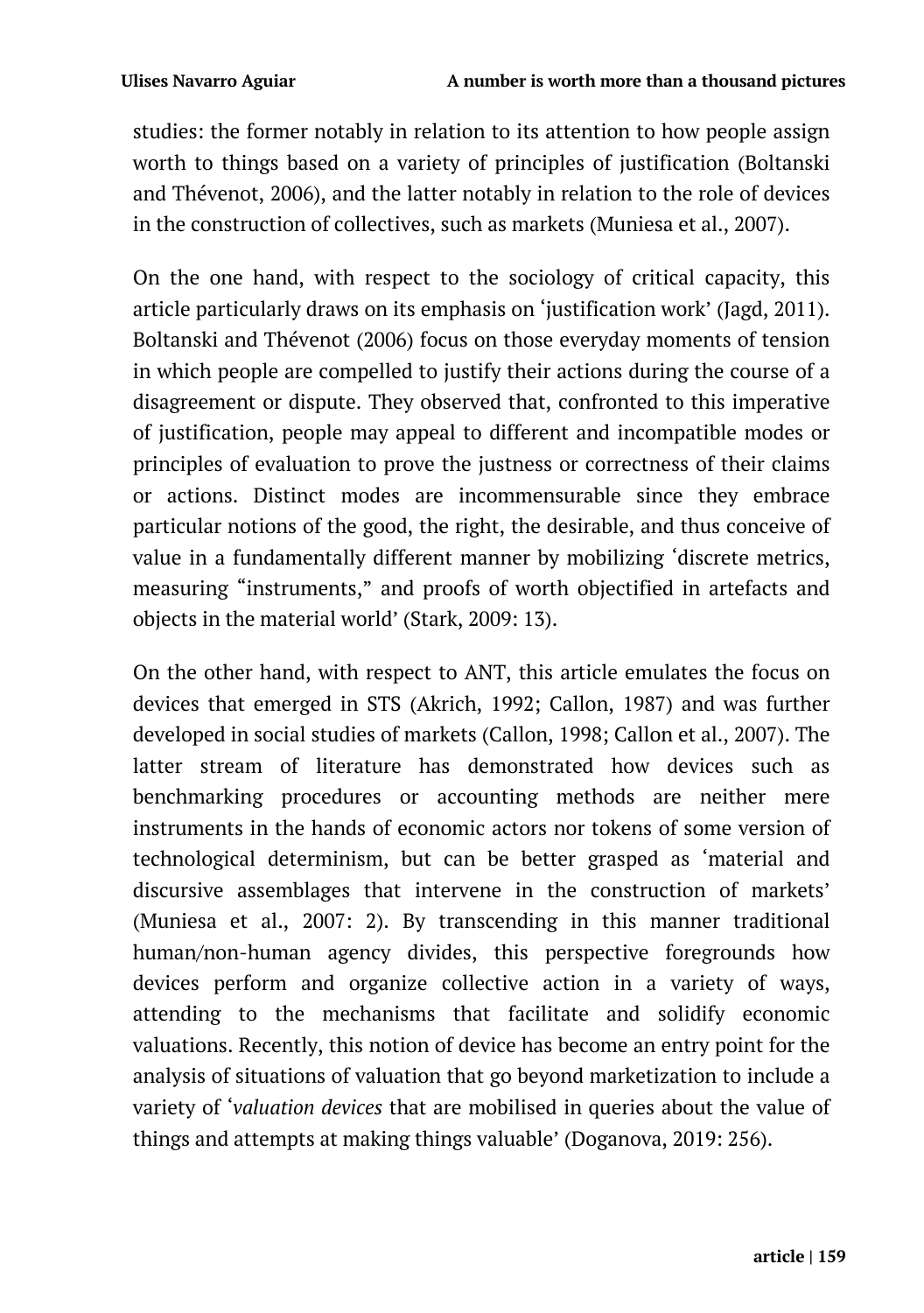studies: the former notably in relation to its attention to how people assign worth to things based on a variety of principles of justification (Boltanski and Thévenot, 2006), and the latter notably in relation to the role of devices in the construction of collectives, such as markets (Muniesa et al., 2007).

On the one hand, with respect to the sociology of critical capacity, this article particularly draws on its emphasis on 'justification work' (Jagd, 2011). Boltanski and Thévenot (2006) focus on those everyday moments of tension in which people are compelled to justify their actions during the course of a disagreement or dispute. They observed that, confronted to this imperative of justification, people may appeal to different and incompatible modes or principles of evaluation to prove the justness or correctness of their claims or actions. Distinct modes are incommensurable since they embrace particular notions of the good, the right, the desirable, and thus conceive of value in a fundamentally different manner by mobilizing 'discrete metrics, measuring "instruments," and proofs of worth objectified in artefacts and objects in the material world' (Stark, 2009: 13).

On the other hand, with respect to ANT, this article emulates the focus on devices that emerged in STS (Akrich, 1992; Callon, 1987) and was further developed in social studies of markets (Callon, 1998; Callon et al., 2007). The latter stream of literature has demonstrated how devices such as benchmarking procedures or accounting methods are neither mere instruments in the hands of economic actors nor tokens of some version of technological determinism, but can be better grasped as 'material and discursive assemblages that intervene in the construction of markets' (Muniesa et al., 2007: 2). By transcending in this manner traditional human/non-human agency divides, this perspective foregrounds how devices perform and organize collective action in a variety of ways, attending to the mechanisms that facilitate and solidify economic valuations. Recently, this notion of device has become an entry point for the analysis of situations of valuation that go beyond marketization to include a variety of '*valuation devices* that are mobilised in queries about the value of things and attempts at making things valuable' (Doganova, 2019: 256).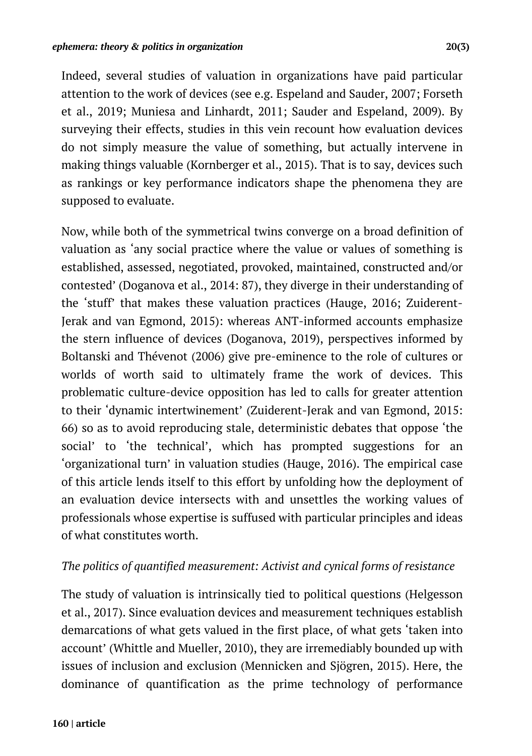Indeed, several studies of valuation in organizations have paid particular attention to the work of devices (see e.g. Espeland and Sauder, 2007; Forseth et al., 2019; Muniesa and Linhardt, 2011; Sauder and Espeland, 2009). By surveying their effects, studies in this vein recount how evaluation devices do not simply measure the value of something, but actually intervene in making things valuable (Kornberger et al., 2015). That is to say, devices such as rankings or key performance indicators shape the phenomena they are supposed to evaluate.

Now, while both of the symmetrical twins converge on a broad definition of valuation as 'any social practice where the value or values of something is established, assessed, negotiated, provoked, maintained, constructed and/or contested' (Doganova et al., 2014: 87), they diverge in their understanding of the 'stuff' that makes these valuation practices (Hauge, 2016; Zuiderent-Jerak and van Egmond, 2015): whereas ANT-informed accounts emphasize the stern influence of devices (Doganova, 2019), perspectives informed by Boltanski and Thévenot (2006) give pre-eminence to the role of cultures or worlds of worth said to ultimately frame the work of devices. This problematic culture-device opposition has led to calls for greater attention to their 'dynamic intertwinement' (Zuiderent-Jerak and van Egmond, 2015: 66) so as to avoid reproducing stale, deterministic debates that oppose 'the social' to 'the technical', which has prompted suggestions for an 'organizational turn' in valuation studies (Hauge, 2016). The empirical case of this article lends itself to this effort by unfolding how the deployment of an evaluation device intersects with and unsettles the working values of professionals whose expertise is suffused with particular principles and ideas of what constitutes worth.

*The politics of quantified measurement: Activist and cynical forms of resistance*

The study of valuation is intrinsically tied to political questions (Helgesson et al., 2017). Since evaluation devices and measurement techniques establish demarcations of what gets valued in the first place, of what gets 'taken into account' (Whittle and Mueller, 2010), they are irremediably bounded up with issues of inclusion and exclusion (Mennicken and Sjögren, 2015). Here, the dominance of quantification as the prime technology of performance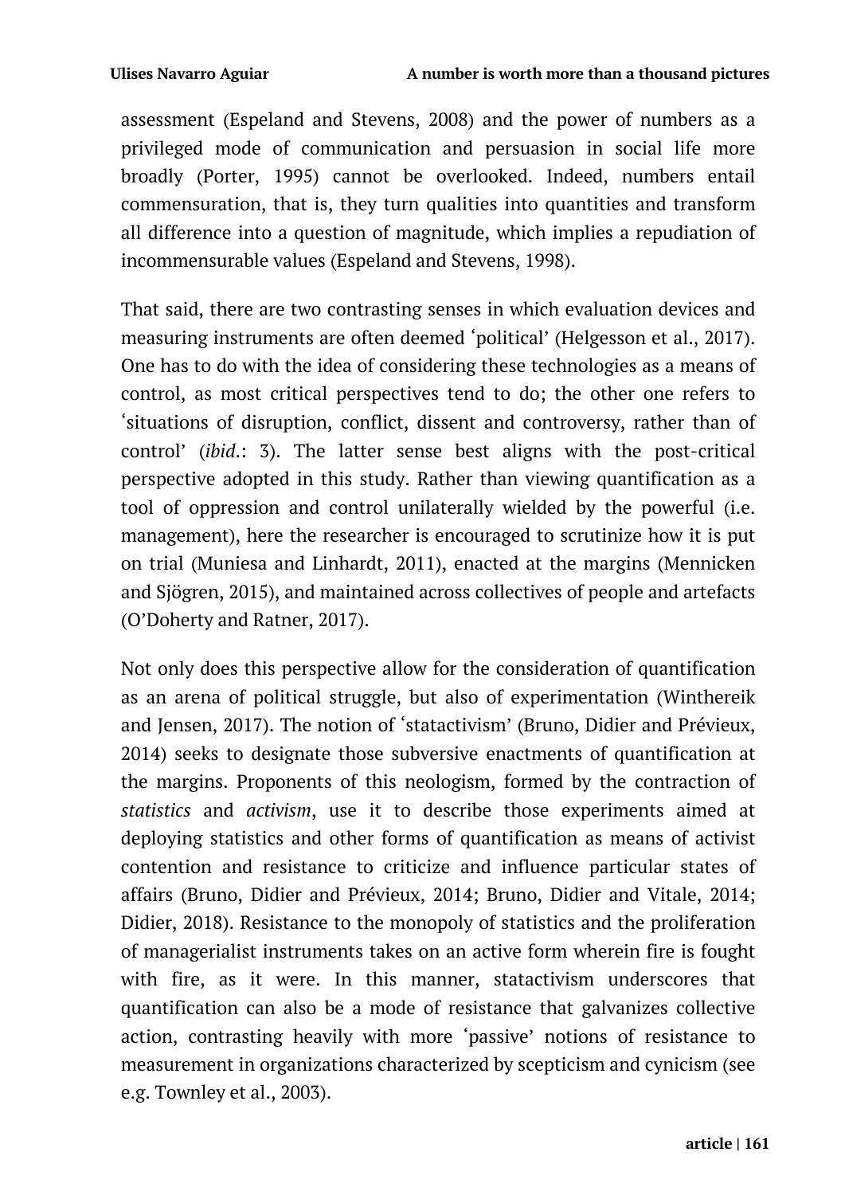assessment (Espeland and Stevens, 2008) and the power of numbers as a privileged mode of communication and persuasion in social life more broadly (Porter, 1995) cannot be overlooked. Indeed, numbers entail commensuration, that is, they turn qualities into quantities and transform all difference into a question of magnitude, which implies a repudiation of incommensurable values (Espeland and Stevens, 1998).

That said, there are two contrasting senses in which evaluation devices and measuring instruments are often deemed 'political' (Helgesson et al., 2017). One has to do with the idea of considering these technologies as a means of control, as most critical perspectives tend to do; the other one refers to 'situations of disruption, conflict, dissent and controversy, rather than of control' (*ibid.*: 3). The latter sense best aligns with the post-critical perspective adopted in this study. Rather than viewing quantification as a tool of oppression and control unilaterally wielded by the powerful (i.e. management), here the researcher is encouraged to scrutinize how it is put on trial (Muniesa and Linhardt, 2011), enacted at the margins (Mennicken and Sjögren, 2015), and maintained across collectives of people and artefacts (O'Doherty and Ratner, 2017).

Not only does this perspective allow for the consideration of quantification as an arena of political struggle, but also of experimentation (Winthereik and Jensen, 2017). The notion of 'statactivism' (Bruno, Didier and Prévieux, 2014) seeks to designate those subversive enactments of quantification at the margins. Proponents of this neologism, formed by the contraction of *statistics* and *activism*, use it to describe those experiments aimed at deploying statistics and other forms of quantification as means of activist contention and resistance to criticize and influence particular states of affairs (Bruno, Didier and Prévieux, 2014; Bruno, Didier and Vitale, 2014; Didier, 2018). Resistance to the monopoly of statistics and the proliferation of managerialist instruments takes on an active form wherein fire is fought with fire, as it were. In this manner, statactivism underscores that quantification can also be a mode of resistance that galvanizes collective action, contrasting heavily with more 'passive' notions of resistance to measurement in organizations characterized by scepticism and cynicism (see e.g. Townley et al., 2003).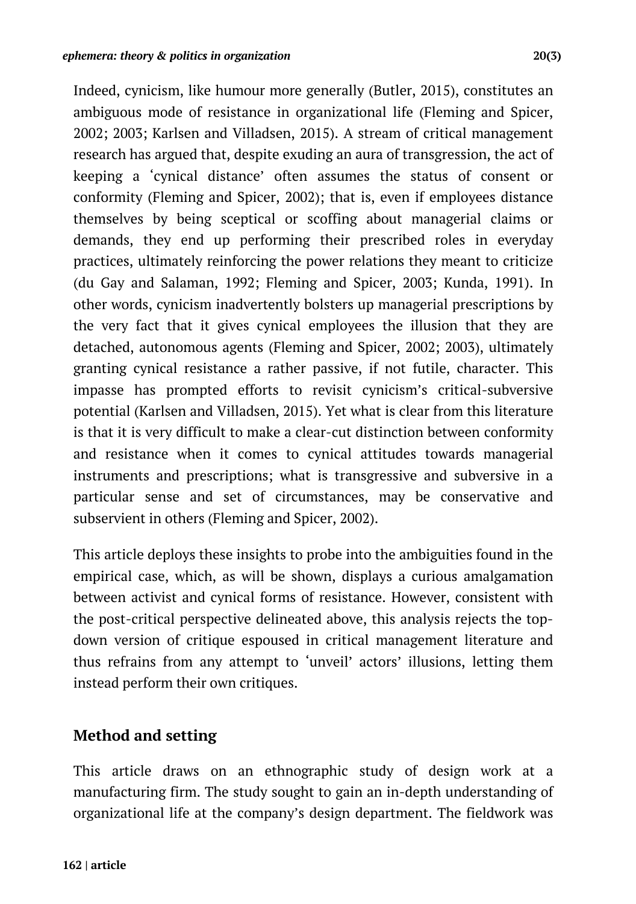Indeed, cynicism, like humour more generally (Butler, 2015), constitutes an ambiguous mode of resistance in organizational life (Fleming and Spicer, 2002; 2003; Karlsen and Villadsen, 2015). A stream of critical management research has argued that, despite exuding an aura of transgression, the act of keeping a 'cynical distance' often assumes the status of consent or conformity (Fleming and Spicer, 2002); that is, even if employees distance themselves by being sceptical or scoffing about managerial claims or demands, they end up performing their prescribed roles in everyday practices, ultimately reinforcing the power relations they meant to criticize (du Gay and Salaman, 1992; Fleming and Spicer, 2003; Kunda, 1991). In other words, cynicism inadvertently bolsters up managerial prescriptions by the very fact that it gives cynical employees the illusion that they are detached, autonomous agents (Fleming and Spicer, 2002; 2003), ultimately granting cynical resistance a rather passive, if not futile, character. This impasse has prompted efforts to revisit cynicism's critical-subversive potential (Karlsen and Villadsen, 2015). Yet what is clear from this literature is that it is very difficult to make a clear-cut distinction between conformity and resistance when it comes to cynical attitudes towards managerial instruments and prescriptions; what is transgressive and subversive in a particular sense and set of circumstances, may be conservative and subservient in others (Fleming and Spicer, 2002).

This article deploys these insights to probe into the ambiguities found in the empirical case, which, as will be shown, displays a curious amalgamation between activist and cynical forms of resistance. However, consistent with the post-critical perspective delineated above, this analysis rejects the top-down version of critique espoused in critical management literature and thus refrains from any attempt to 'unveil' actors' illusions, letting them instead perform their own critiques.

## Method and setting

This article draws on an ethnographic study of design work at a manufacturing firm. The study sought to gain an in-depth understanding of organizational life at the company's design department. The fieldwork was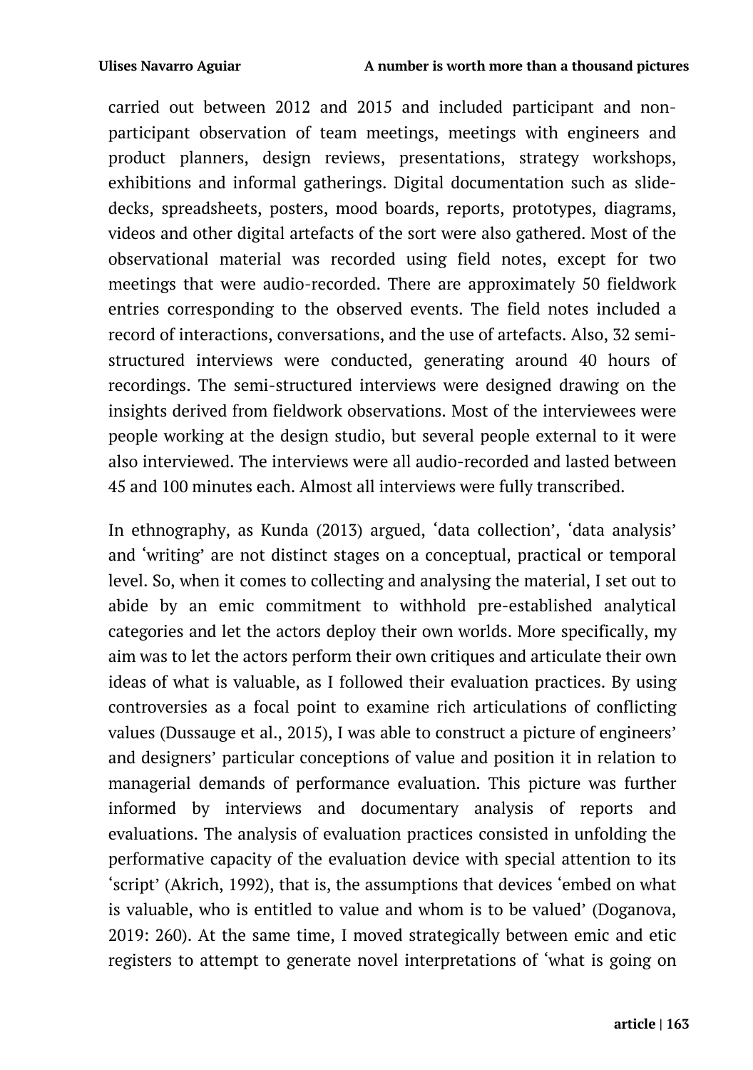carried out between 2012 and 2015 and included participant and non-participant observation of team meetings, meetings with engineers and product planners, design reviews, presentations, strategy workshops, exhibitions and informal gatherings. Digital documentation such as slide-decks, spreadsheets, posters, mood boards, reports, prototypes, diagrams, videos and other digital artefacts of the sort were also gathered. Most of the observational material was recorded using field notes, except for two meetings that were audio-recorded. There are approximately 50 fieldwork entries corresponding to the observed events. The field notes included a record of interactions, conversations, and the use of artefacts. Also, 32 semi-structured interviews were conducted, generating around 40 hours of recordings. The semi-structured interviews were designed drawing on the insights derived from fieldwork observations. Most of the interviewees were people working at the design studio, but several people external to it were also interviewed. The interviews were all audio-recorded and lasted between 45 and 100 minutes each. Almost all interviews were fully transcribed.

In ethnography, as Kunda (2013) argued, 'data collection', 'data analysis' and 'writing' are not distinct stages on a conceptual, practical or temporal level. So, when it comes to collecting and analysing the material, I set out to abide by an emic commitment to withhold pre-established analytical categories and let the actors deploy their own worlds. More specifically, my aim was to let the actors perform their own critiques and articulate their own ideas of what is valuable, as I followed their evaluation practices. By using controversies as a focal point to examine rich articulations of conflicting values (Dussauge et al., 2015), I was able to construct a picture of engineers' and designers' particular conceptions of value and position it in relation to managerial demands of performance evaluation. This picture was further informed by interviews and documentary analysis of reports and evaluations. The analysis of evaluation practices consisted in unfolding the performative capacity of the evaluation device with special attention to its 'script' (Akrich, 1992), that is, the assumptions that devices 'embed on what is valuable, who is entitled to value and whom is to be valued' (Doganova, 2019: 260). At the same time, I moved strategically between emic and etic registers to attempt to generate novel interpretations of 'what is going on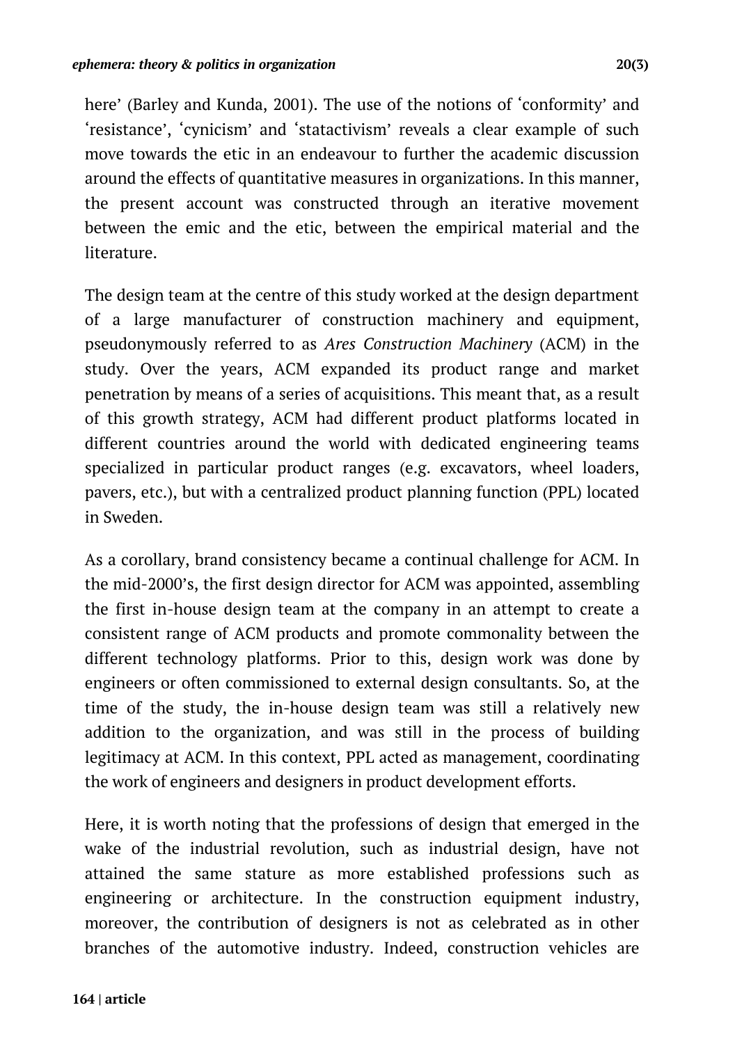here' (Barley and Kunda, 2001). The use of the notions of 'conformity' and 'resistance', 'cynicism' and 'statactivism' reveals a clear example of such move towards the etic in an endeavour to further the academic discussion around the effects of quantitative measures in organizations. In this manner, the present account was constructed through an iterative movement between the emic and the etic, between the empirical material and the literature.

The design team at the centre of this study worked at the design department of a large manufacturer of construction machinery and equipment, pseudonymously referred to as *Ares Construction Machinery* (ACM) in the study. Over the years, ACM expanded its product range and market penetration by means of a series of acquisitions. This meant that, as a result of this growth strategy, ACM had different product platforms located in different countries around the world with dedicated engineering teams specialized in particular product ranges (e.g. excavators, wheel loaders, pavers, etc.), but with a centralized product planning function (PPL) located in Sweden.

As a corollary, brand consistency became a continual challenge for ACM. In the mid-2000's, the first design director for ACM was appointed, assembling the first in-house design team at the company in an attempt to create a consistent range of ACM products and promote commonality between the different technology platforms. Prior to this, design work was done by engineers or often commissioned to external design consultants. So, at the time of the study, the in-house design team was still a relatively new addition to the organization, and was still in the process of building legitimacy at ACM. In this context, PPL acted as management, coordinating the work of engineers and designers in product development efforts.

Here, it is worth noting that the professions of design that emerged in the wake of the industrial revolution, such as industrial design, have not attained the same stature as more established professions such as engineering or architecture. In the construction equipment industry, moreover, the contribution of designers is not as celebrated as in other branches of the automotive industry. Indeed, construction vehicles are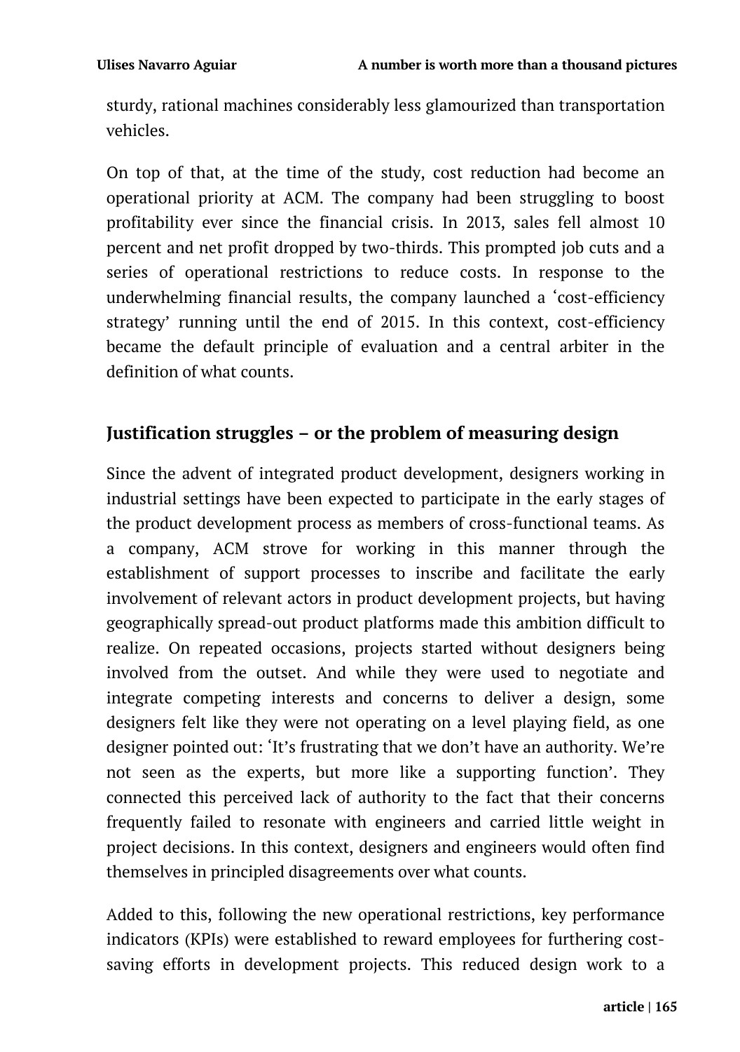sturdy, rational machines considerably less glamourized than transportation vehicles.

On top of that, at the time of the study, cost reduction had become an operational priority at ACM. The company had been struggling to boost profitability ever since the financial crisis. In 2013, sales fell almost 10 percent and net profit dropped by two-thirds. This prompted job cuts and a series of operational restrictions to reduce costs. In response to the underwhelming financial results, the company launched a 'cost-efficiency strategy' running until the end of 2015. In this context, cost-efficiency became the default principle of evaluation and a central arbiter in the definition of what counts.

## Justification struggles – or the problem of measuring design

Since the advent of integrated product development, designers working in industrial settings have been expected to participate in the early stages of the product development process as members of cross-functional teams. As a company, ACM strove for working in this manner through the establishment of support processes to inscribe and facilitate the early involvement of relevant actors in product development projects, but having geographically spread-out product platforms made this ambition difficult to realize. On repeated occasions, projects started without designers being involved from the outset. And while they were used to negotiate and integrate competing interests and concerns to deliver a design, some designers felt like they were not operating on a level playing field, as one designer pointed out: 'It's frustrating that we don't have an authority. We're not seen as the experts, but more like a supporting function'. They connected this perceived lack of authority to the fact that their concerns frequently failed to resonate with engineers and carried little weight in project decisions. In this context, designers and engineers would often find themselves in principled disagreements over what counts.

Added to this, following the new operational restrictions, key performance indicators (KPIs) were established to reward employees for furthering cost-saving efforts in development projects. This reduced design work to a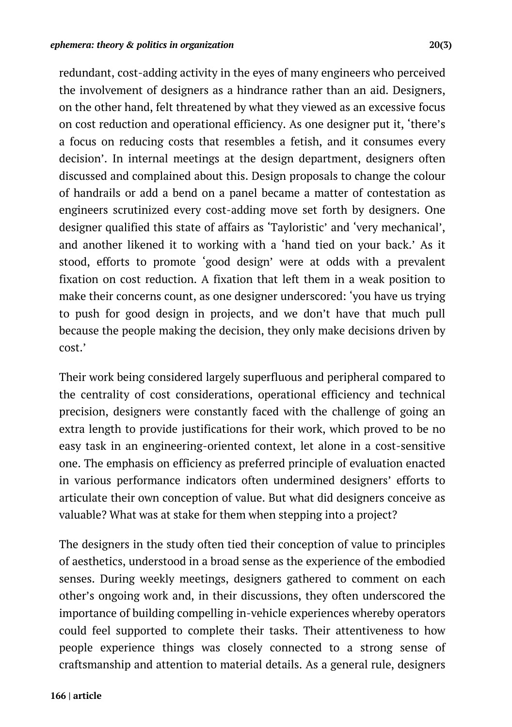redundant, cost-adding activity in the eyes of many engineers who perceived the involvement of designers as a hindrance rather than an aid. Designers, on the other hand, felt threatened by what they viewed as an excessive focus on cost reduction and operational efficiency. As one designer put it, 'there's a focus on reducing costs that resembles a fetish, and it consumes every decision'. In internal meetings at the design department, designers often discussed and complained about this. Design proposals to change the colour of handrails or add a bend on a panel became a matter of contestation as engineers scrutinized every cost-adding move set forth by designers. One designer qualified this state of affairs as 'Tayloristic' and 'very mechanical', and another likened it to working with a 'hand tied on your back.' As it stood, efforts to promote 'good design' were at odds with a prevalent fixation on cost reduction. A fixation that left them in a weak position to make their concerns count, as one designer underscored: 'you have us trying to push for good design in projects, and we don't have that much pull because the people making the decision, they only make decisions driven by cost.'

Their work being considered largely superfluous and peripheral compared to the centrality of cost considerations, operational efficiency and technical precision, designers were constantly faced with the challenge of going an extra length to provide justifications for their work, which proved to be no easy task in an engineering-oriented context, let alone in a cost-sensitive one. The emphasis on efficiency as preferred principle of evaluation enacted in various performance indicators often undermined designers' efforts to articulate their own conception of value. But what did designers conceive as valuable? What was at stake for them when stepping into a project?

The designers in the study often tied their conception of value to principles of aesthetics, understood in a broad sense as the experience of the embodied senses. During weekly meetings, designers gathered to comment on each other's ongoing work and, in their discussions, they often underscored the importance of building compelling in-vehicle experiences whereby operators could feel supported to complete their tasks. Their attentiveness to how people experience things was closely connected to a strong sense of craftsmanship and attention to material details. As a general rule, designers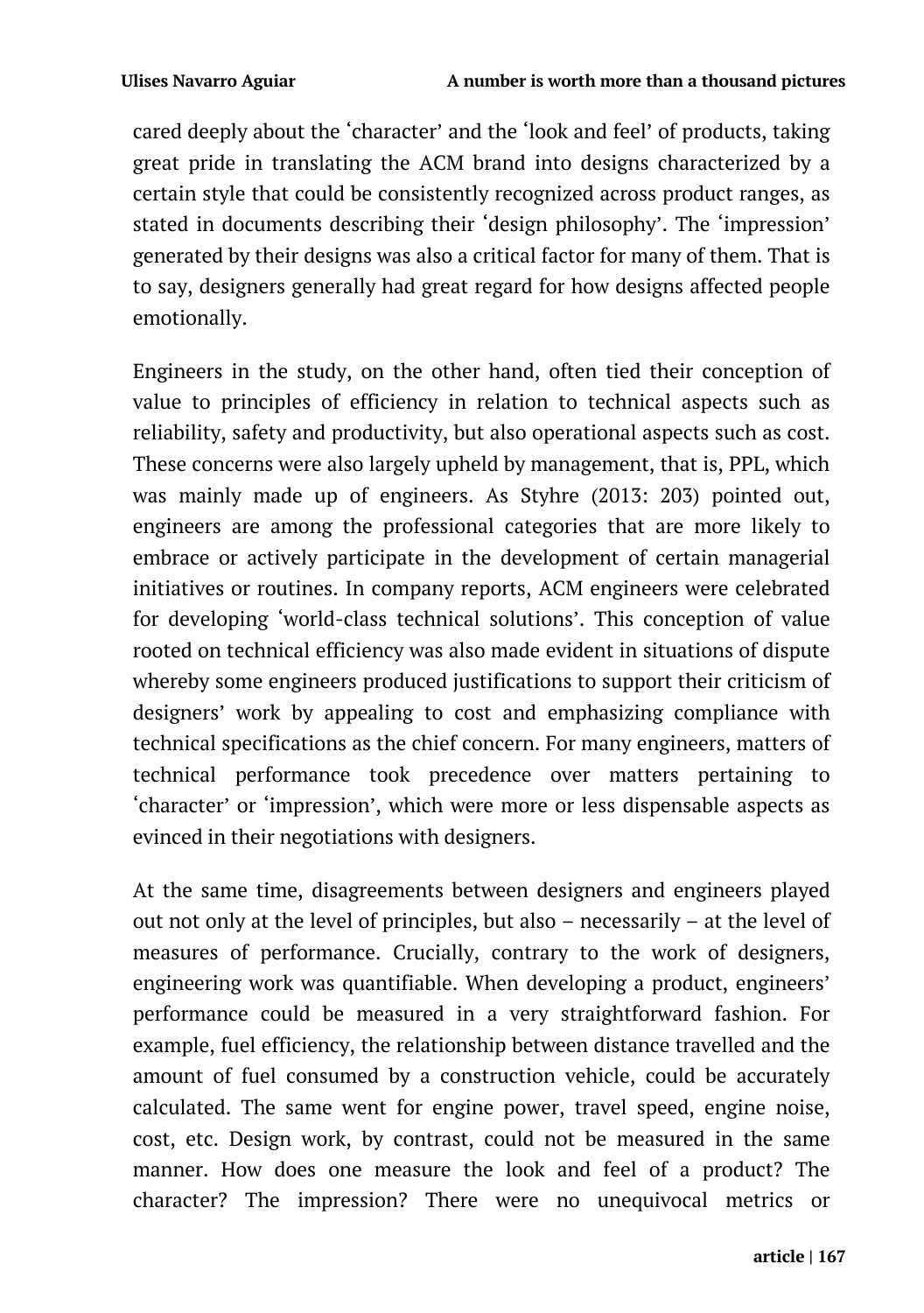cared deeply about the 'character' and the 'look and feel' of products, taking great pride in translating the ACM brand into designs characterized by a certain style that could be consistently recognized across product ranges, as stated in documents describing their 'design philosophy'. The 'impression' generated by their designs was also a critical factor for many of them. That is to say, designers generally had great regard for how designs affected people emotionally.

Engineers in the study, on the other hand, often tied their conception of value to principles of efficiency in relation to technical aspects such as reliability, safety and productivity, but also operational aspects such as cost. These concerns were also largely upheld by management, that is, PPL, which was mainly made up of engineers. As Styhre (2013: 203) pointed out, engineers are among the professional categories that are more likely to embrace or actively participate in the development of certain managerial initiatives or routines. In company reports, ACM engineers were celebrated for developing 'world-class technical solutions'. This conception of value rooted on technical efficiency was also made evident in situations of dispute whereby some engineers produced justifications to support their criticism of designers' work by appealing to cost and emphasizing compliance with technical specifications as the chief concern. For many engineers, matters of technical performance took precedence over matters pertaining to 'character' or 'impression', which were more or less dispensable aspects as evinced in their negotiations with designers.

At the same time, disagreements between designers and engineers played out not only at the level of principles, but also – necessarily – at the level of measures of performance. Crucially, contrary to the work of designers, engineering work was quantifiable. When developing a product, engineers' performance could be measured in a very straightforward fashion. For example, fuel efficiency, the relationship between distance travelled and the amount of fuel consumed by a construction vehicle, could be accurately calculated. The same went for engine power, travel speed, engine noise, cost, etc. Design work, by contrast, could not be measured in the same manner. How does one measure the look and feel of a product? The character? The impression? There were no unequivocal metrics or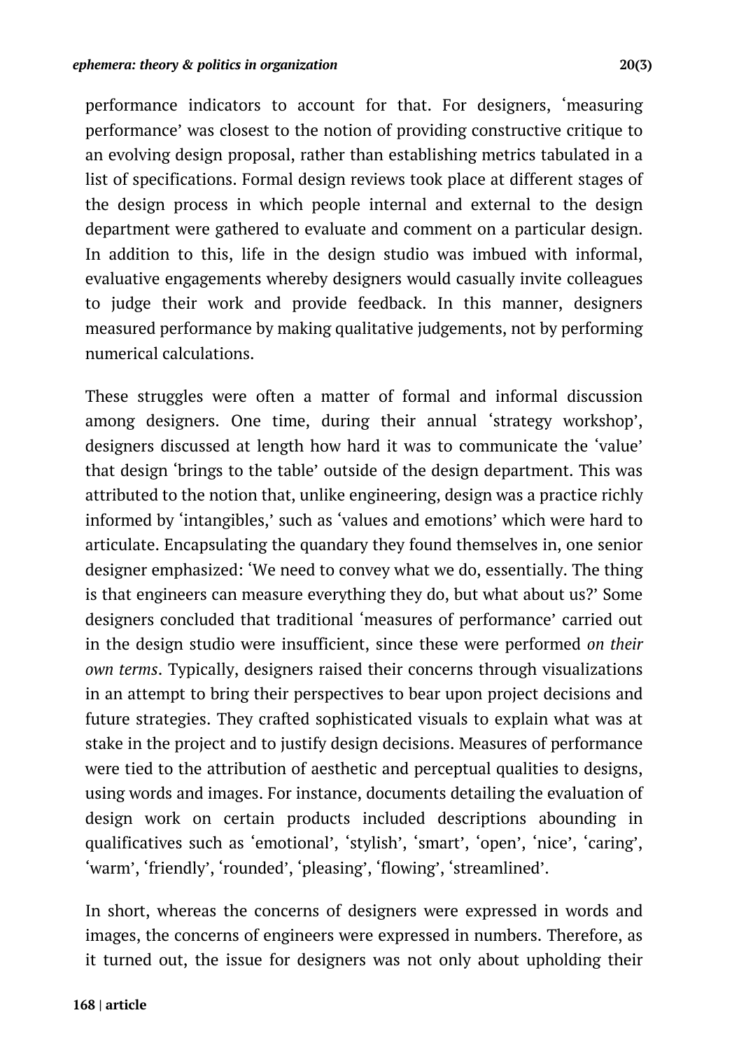performance indicators to account for that. For designers, 'measuring performance' was closest to the notion of providing constructive critique to an evolving design proposal, rather than establishing metrics tabulated in a list of specifications. Formal design reviews took place at different stages of the design process in which people internal and external to the design department were gathered to evaluate and comment on a particular design. In addition to this, life in the design studio was imbued with informal, evaluative engagements whereby designers would casually invite colleagues to judge their work and provide feedback. In this manner, designers measured performance by making qualitative judgements, not by performing numerical calculations.

These struggles were often a matter of formal and informal discussion among designers. One time, during their annual 'strategy workshop', designers discussed at length how hard it was to communicate the 'value' that design 'brings to the table' outside of the design department. This was attributed to the notion that, unlike engineering, design was a practice richly informed by 'intangibles,' such as 'values and emotions' which were hard to articulate. Encapsulating the quandary they found themselves in, one senior designer emphasized: 'We need to convey what we do, essentially. The thing is that engineers can measure everything they do, but what about us?' Some designers concluded that traditional 'measures of performance' carried out in the design studio were insufficient, since these were performed *on their own terms*. Typically, designers raised their concerns through visualizations in an attempt to bring their perspectives to bear upon project decisions and future strategies. They crafted sophisticated visuals to explain what was at stake in the project and to justify design decisions. Measures of performance were tied to the attribution of aesthetic and perceptual qualities to designs, using words and images. For instance, documents detailing the evaluation of design work on certain products included descriptions abounding in qualificatives such as 'emotional', 'stylish', 'smart', 'open', 'nice', 'caring', 'warm', 'friendly', 'rounded', 'pleasing', 'flowing', 'streamlined'.

In short, whereas the concerns of designers were expressed in words and images, the concerns of engineers were expressed in numbers. Therefore, as it turned out, the issue for designers was not only about upholding their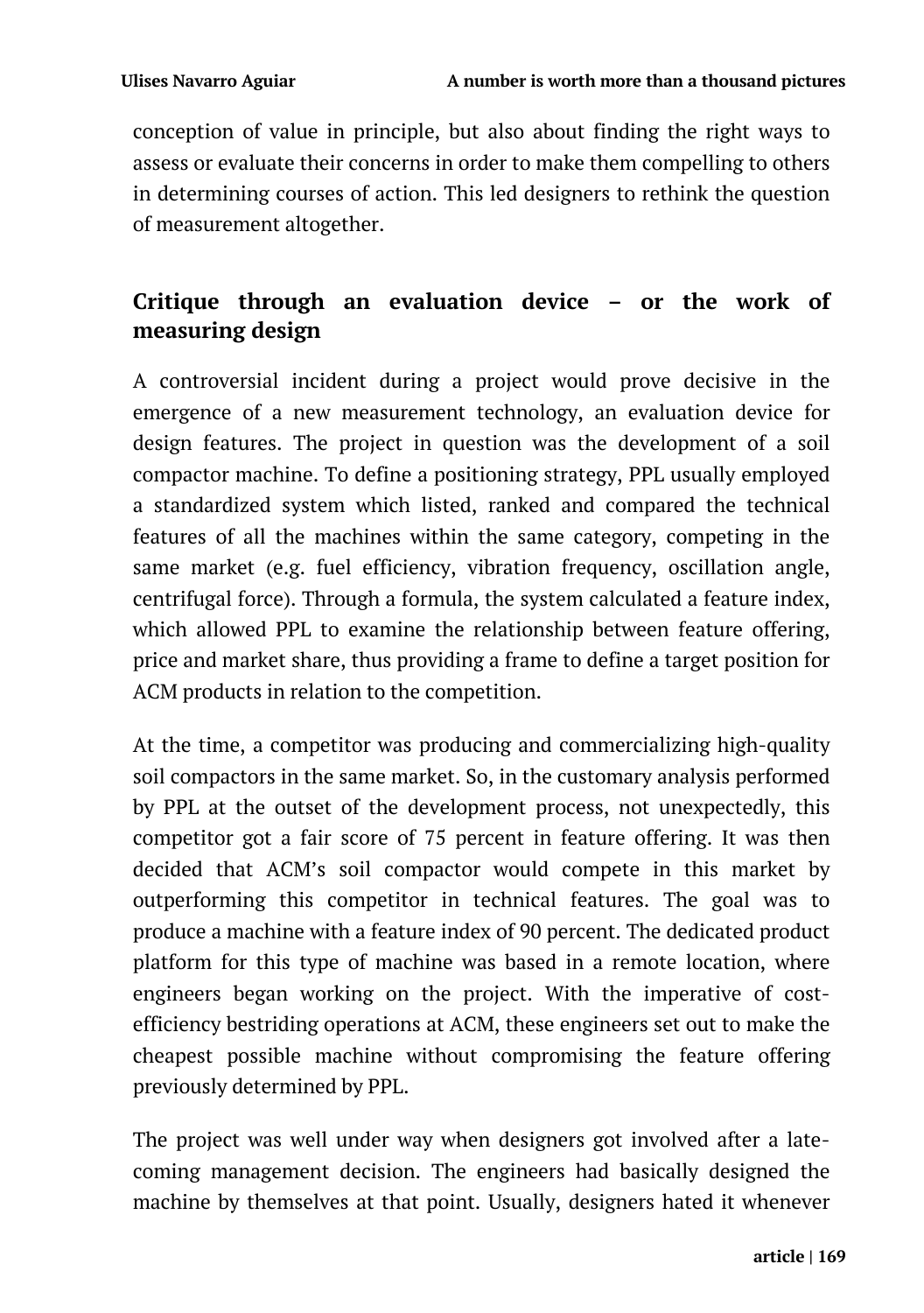conception of value in principle, but also about finding the right ways to assess or evaluate their concerns in order to make them compelling to others in determining courses of action. This led designers to rethink the question of measurement altogether.

## Critique through an evaluation device – or the work of measuring design

A controversial incident during a project would prove decisive in the emergence of a new measurement technology, an evaluation device for design features. The project in question was the development of a soil compactor machine. To define a positioning strategy, PPL usually employed a standardized system which listed, ranked and compared the technical features of all the machines within the same category, competing in the same market (e.g. fuel efficiency, vibration frequency, oscillation angle, centrifugal force). Through a formula, the system calculated a feature index, which allowed PPL to examine the relationship between feature offering, price and market share, thus providing a frame to define a target position for ACM products in relation to the competition.

At the time, a competitor was producing and commercializing high-quality soil compactors in the same market. So, in the customary analysis performed by PPL at the outset of the development process, not unexpectedly, this competitor got a fair score of 75 percent in feature offering. It was then decided that ACM's soil compactor would compete in this market by outperforming this competitor in technical features. The goal was to produce a machine with a feature index of 90 percent. The dedicated product platform for this type of machine was based in a remote location, where engineers began working on the project. With the imperative of cost-efficiency bestriding operations at ACM, these engineers set out to make the cheapest possible machine without compromising the feature offering previously determined by PPL.

The project was well under way when designers got involved after a late-coming management decision. The engineers had basically designed the machine by themselves at that point. Usually, designers hated it whenever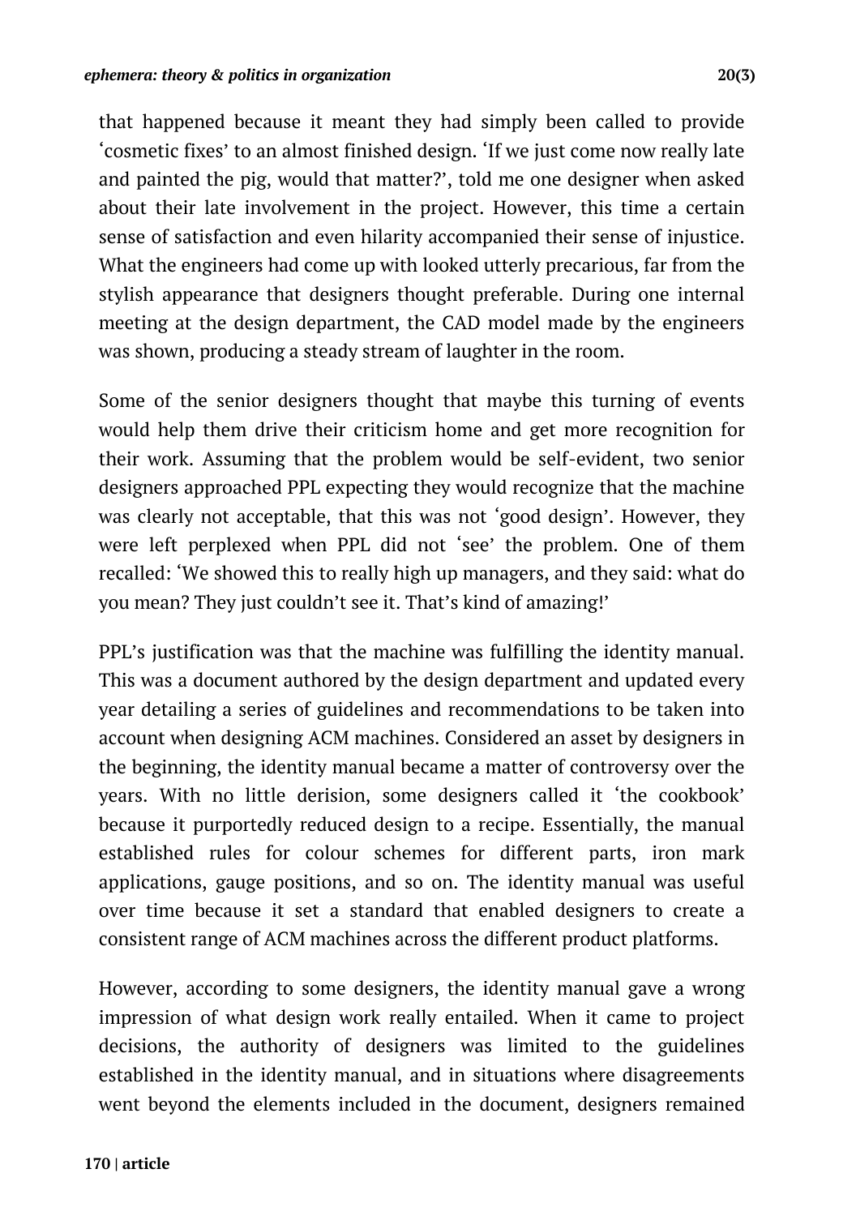that happened because it meant they had simply been called to provide 'cosmetic fixes' to an almost finished design. 'If we just come now really late and painted the pig, would that matter?', told me one designer when asked about their late involvement in the project. However, this time a certain sense of satisfaction and even hilarity accompanied their sense of injustice. What the engineers had come up with looked utterly precarious, far from the stylish appearance that designers thought preferable. During one internal meeting at the design department, the CAD model made by the engineers was shown, producing a steady stream of laughter in the room.

Some of the senior designers thought that maybe this turning of events would help them drive their criticism home and get more recognition for their work. Assuming that the problem would be self-evident, two senior designers approached PPL expecting they would recognize that the machine was clearly not acceptable, that this was not 'good design'. However, they were left perplexed when PPL did not 'see' the problem. One of them recalled: 'We showed this to really high up managers, and they said: what do you mean? They just couldn't see it. That's kind of amazing!'

PPL's justification was that the machine was fulfilling the identity manual. This was a document authored by the design department and updated every year detailing a series of guidelines and recommendations to be taken into account when designing ACM machines. Considered an asset by designers in the beginning, the identity manual became a matter of controversy over the years. With no little derision, some designers called it 'the cookbook' because it purportedly reduced design to a recipe. Essentially, the manual established rules for colour schemes for different parts, iron mark applications, gauge positions, and so on. The identity manual was useful over time because it set a standard that enabled designers to create a consistent range of ACM machines across the different product platforms.

However, according to some designers, the identity manual gave a wrong impression of what design work really entailed. When it came to project decisions, the authority of designers was limited to the guidelines established in the identity manual, and in situations where disagreements went beyond the elements included in the document, designers remained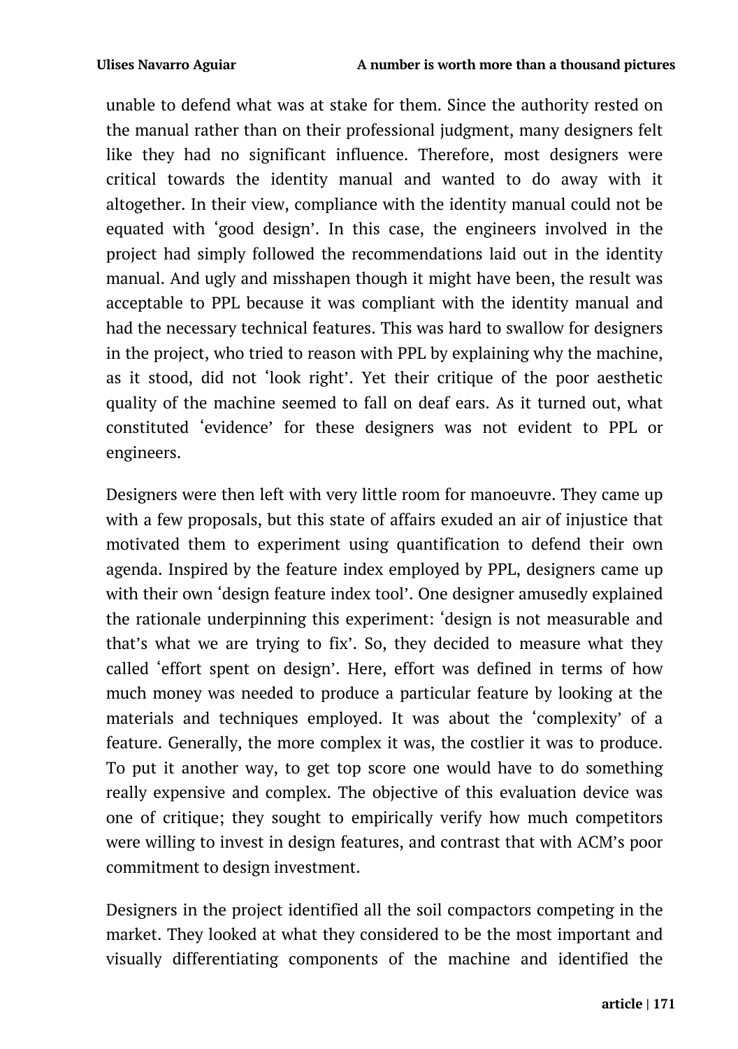unable to defend what was at stake for them. Since the authority rested on the manual rather than on their professional judgment, many designers felt like they had no significant influence. Therefore, most designers were critical towards the identity manual and wanted to do away with it altogether. In their view, compliance with the identity manual could not be equated with 'good design'. In this case, the engineers involved in the project had simply followed the recommendations laid out in the identity manual. And ugly and misshapen though it might have been, the result was acceptable to PPL because it was compliant with the identity manual and had the necessary technical features. This was hard to swallow for designers in the project, who tried to reason with PPL by explaining why the machine, as it stood, did not 'look right'. Yet their critique of the poor aesthetic quality of the machine seemed to fall on deaf ears. As it turned out, what constituted 'evidence' for these designers was not evident to PPL or engineers.

Designers were then left with very little room for manoeuvre. They came up with a few proposals, but this state of affairs exuded an air of injustice that motivated them to experiment using quantification to defend their own agenda. Inspired by the feature index employed by PPL, designers came up with their own 'design feature index tool'. One designer amusedly explained the rationale underpinning this experiment: 'design is not measurable and that's what we are trying to fix'. So, they decided to measure what they called 'effort spent on design'. Here, effort was defined in terms of how much money was needed to produce a particular feature by looking at the materials and techniques employed. It was about the 'complexity' of a feature. Generally, the more complex it was, the costlier it was to produce. To put it another way, to get top score one would have to do something really expensive and complex. The objective of this evaluation device was one of critique; they sought to empirically verify how much competitors were willing to invest in design features, and contrast that with ACM's poor commitment to design investment.

Designers in the project identified all the soil compactors competing in the market. They looked at what they considered to be the most important and visually differentiating components of the machine and identified the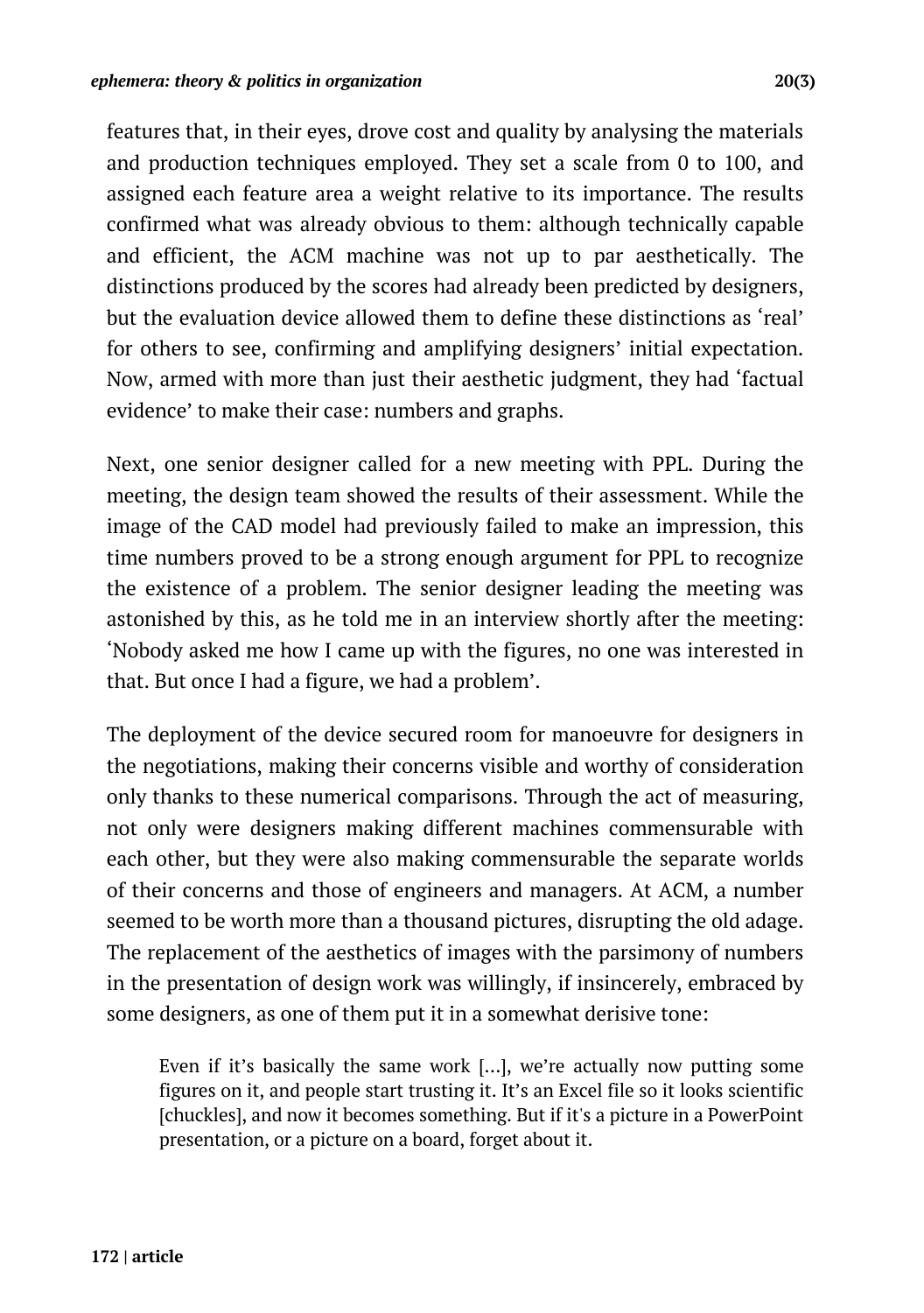features that, in their eyes, drove cost and quality by analysing the materials and production techniques employed. They set a scale from 0 to 100, and assigned each feature area a weight relative to its importance. The results confirmed what was already obvious to them: although technically capable and efficient, the ACM machine was not up to par aesthetically. The distinctions produced by the scores had already been predicted by designers, but the evaluation device allowed them to define these distinctions as 'real' for others to see, confirming and amplifying designers' initial expectation. Now, armed with more than just their aesthetic judgment, they had 'factual evidence' to make their case: numbers and graphs.

Next, one senior designer called for a new meeting with PPL. During the meeting, the design team showed the results of their assessment. While the image of the CAD model had previously failed to make an impression, this time numbers proved to be a strong enough argument for PPL to recognize the existence of a problem. The senior designer leading the meeting was astonished by this, as he told me in an interview shortly after the meeting: 'Nobody asked me how I came up with the figures, no one was interested in that. But once I had a figure, we had a problem'.

The deployment of the device secured room for manoeuvre for designers in the negotiations, making their concerns visible and worthy of consideration only thanks to these numerical comparisons. Through the act of measuring, not only were designers making different machines commensurable with each other, but they were also making commensurable the separate worlds of their concerns and those of engineers and managers. At ACM, a number seemed to be worth more than a thousand pictures, disrupting the old adage. The replacement of the aesthetics of images with the parsimony of numbers in the presentation of design work was willingly, if insincerely, embraced by some designers, as one of them put it in a somewhat derisive tone:

> Even if it's basically the same work [...], we're actually now putting some figures on it, and people start trusting it. It's an Excel file so it looks scientific [chuckles], and now it becomes something. But if it's a picture in a PowerPoint presentation, or a picture on a board, forget about it.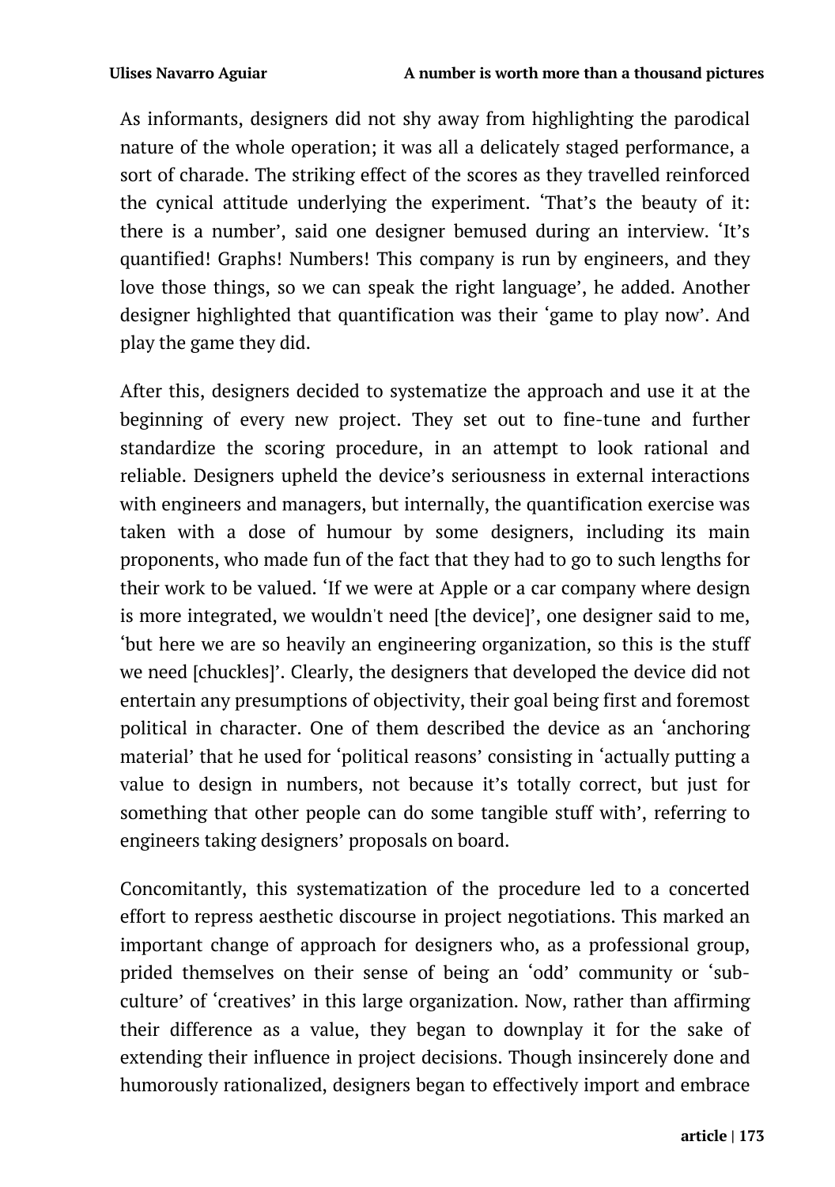As informants, designers did not shy away from highlighting the parodical nature of the whole operation; it was all a delicately staged performance, a sort of charade. The striking effect of the scores as they travelled reinforced the cynical attitude underlying the experiment. 'That's the beauty of it: there is a number', said one designer bemused during an interview. 'It's quantified! Graphs! Numbers! This company is run by engineers, and they love those things, so we can speak the right language', he added. Another designer highlighted that quantification was their 'game to play now'. And play the game they did.

After this, designers decided to systematize the approach and use it at the beginning of every new project. They set out to fine-tune and further standardize the scoring procedure, in an attempt to look rational and reliable. Designers upheld the device's seriousness in external interactions with engineers and managers, but internally, the quantification exercise was taken with a dose of humour by some designers, including its main proponents, who made fun of the fact that they had to go to such lengths for their work to be valued. 'If we were at Apple or a car company where design is more integrated, we wouldn't need [the device]', one designer said to me, 'but here we are so heavily an engineering organization, so this is the stuff we need [chuckles]'. Clearly, the designers that developed the device did not entertain any presumptions of objectivity, their goal being first and foremost political in character. One of them described the device as an 'anchoring material' that he used for 'political reasons' consisting in 'actually putting a value to design in numbers, not because it's totally correct, but just for something that other people can do some tangible stuff with', referring to engineers taking designers' proposals on board.

Concomitantly, this systematization of the procedure led to a concerted effort to repress aesthetic discourse in project negotiations. This marked an important change of approach for designers who, as a professional group, prided themselves on their sense of being an 'odd' community or 'sub-culture' of 'creatives' in this large organization. Now, rather than affirming their difference as a value, they began to downplay it for the sake of extending their influence in project decisions. Though insincerely done and humorously rationalized, designers began to effectively import and embrace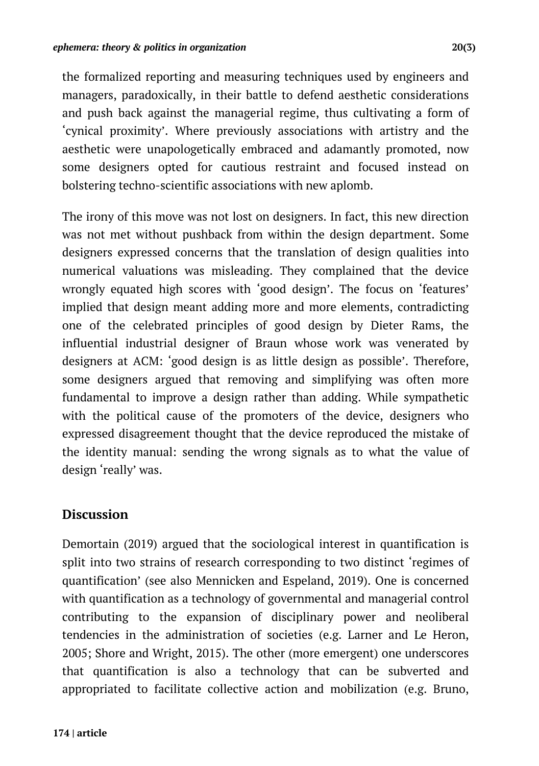the formalized reporting and measuring techniques used by engineers and managers, paradoxically, in their battle to defend aesthetic considerations and push back against the managerial regime, thus cultivating a form of 'cynical proximity'. Where previously associations with artistry and the aesthetic were unapologetically embraced and adamantly promoted, now some designers opted for cautious restraint and focused instead on bolstering techno-scientific associations with new aplomb.

The irony of this move was not lost on designers. In fact, this new direction was not met without pushback from within the design department. Some designers expressed concerns that the translation of design qualities into numerical valuations was misleading. They complained that the device wrongly equated high scores with 'good design'. The focus on 'features' implied that design meant adding more and more elements, contradicting one of the celebrated principles of good design by Dieter Rams, the influential industrial designer of Braun whose work was venerated by designers at ACM: 'good design is as little design as possible'. Therefore, some designers argued that removing and simplifying was often more fundamental to improve a design rather than adding. While sympathetic with the political cause of the promoters of the device, designers who expressed disagreement thought that the device reproduced the mistake of the identity manual: sending the wrong signals as to what the value of design 'really' was.

## Discussion

Demortain (2019) argued that the sociological interest in quantification is split into two strains of research corresponding to two distinct 'regimes of quantification' (see also Mennicken and Espeland, 2019). One is concerned with quantification as a technology of governmental and managerial control contributing to the expansion of disciplinary power and neoliberal tendencies in the administration of societies (e.g. Larner and Le Heron, 2005; Shore and Wright, 2015). The other (more emergent) one underscores that quantification is also a technology that can be subverted and appropriated to facilitate collective action and mobilization (e.g. Bruno,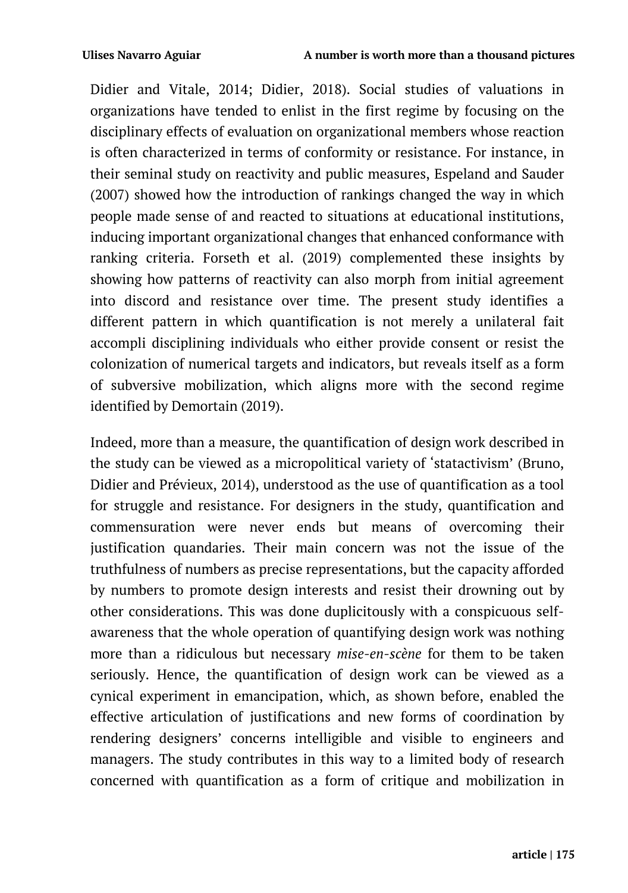Didier and Vitale, 2014; Didier, 2018). Social studies of valuations in organizations have tended to enlist in the first regime by focusing on the disciplinary effects of evaluation on organizational members whose reaction is often characterized in terms of conformity or resistance. For instance, in their seminal study on reactivity and public measures, Espeland and Sauder (2007) showed how the introduction of rankings changed the way in which people made sense of and reacted to situations at educational institutions, inducing important organizational changes that enhanced conformance with ranking criteria. Forseth et al. (2019) complemented these insights by showing how patterns of reactivity can also morph from initial agreement into discord and resistance over time. The present study identifies a different pattern in which quantification is not merely a unilateral fait accompli disciplining individuals who either provide consent or resist the colonization of numerical targets and indicators, but reveals itself as a form of subversive mobilization, which aligns more with the second regime identified by Demortain (2019).

Indeed, more than a measure, the quantification of design work described in the study can be viewed as a micropolitical variety of 'statactivism' (Bruno, Didier and Prévieux, 2014), understood as the use of quantification as a tool for struggle and resistance. For designers in the study, quantification and commensuration were never ends but means of overcoming their justification quandaries. Their main concern was not the issue of the truthfulness of numbers as precise representations, but the capacity afforded by numbers to promote design interests and resist their drowning out by other considerations. This was done duplicitously with a conspicuous self-awareness that the whole operation of quantifying design work was nothing more than a ridiculous but necessary *mise-en-scène* for them to be taken seriously. Hence, the quantification of design work can be viewed as a cynical experiment in emancipation, which, as shown before, enabled the effective articulation of justifications and new forms of coordination by rendering designers' concerns intelligible and visible to engineers and managers. The study contributes in this way to a limited body of research concerned with quantification as a form of critique and mobilization in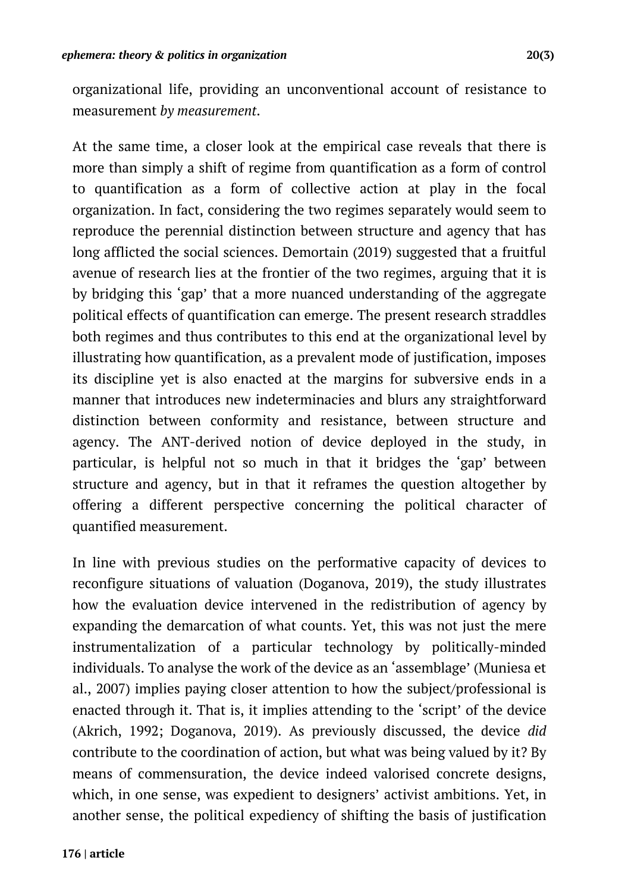organizational life, providing an unconventional account of resistance to measurement *by measurement*.

At the same time, a closer look at the empirical case reveals that there is more than simply a shift of regime from quantification as a form of control to quantification as a form of collective action at play in the focal organization. In fact, considering the two regimes separately would seem to reproduce the perennial distinction between structure and agency that has long afflicted the social sciences. Demortain (2019) suggested that a fruitful avenue of research lies at the frontier of the two regimes, arguing that it is by bridging this 'gap' that a more nuanced understanding of the aggregate political effects of quantification can emerge. The present research straddles both regimes and thus contributes to this end at the organizational level by illustrating how quantification, as a prevalent mode of justification, imposes its discipline yet is also enacted at the margins for subversive ends in a manner that introduces new indeterminacies and blurs any straightforward distinction between conformity and resistance, between structure and agency. The ANT-derived notion of device deployed in the study, in particular, is helpful not so much in that it bridges the 'gap' between structure and agency, but in that it reframes the question altogether by offering a different perspective concerning the political character of quantified measurement.

In line with previous studies on the performative capacity of devices to reconfigure situations of valuation (Doganova, 2019), the study illustrates how the evaluation device intervened in the redistribution of agency by expanding the demarcation of what counts. Yet, this was not just the mere instrumentalization of a particular technology by politically-minded individuals. To analyse the work of the device as an 'assemblage' (Muniesa et al., 2007) implies paying closer attention to how the subject/professional is enacted through it. That is, it implies attending to the 'script' of the device (Akrich, 1992; Doganova, 2019). As previously discussed, the device *did* contribute to the coordination of action, but what was being valued by it? By means of commensuration, the device indeed valorised concrete designs, which, in one sense, was expedient to designers' activist ambitions. Yet, in another sense, the political expediency of shifting the basis of justification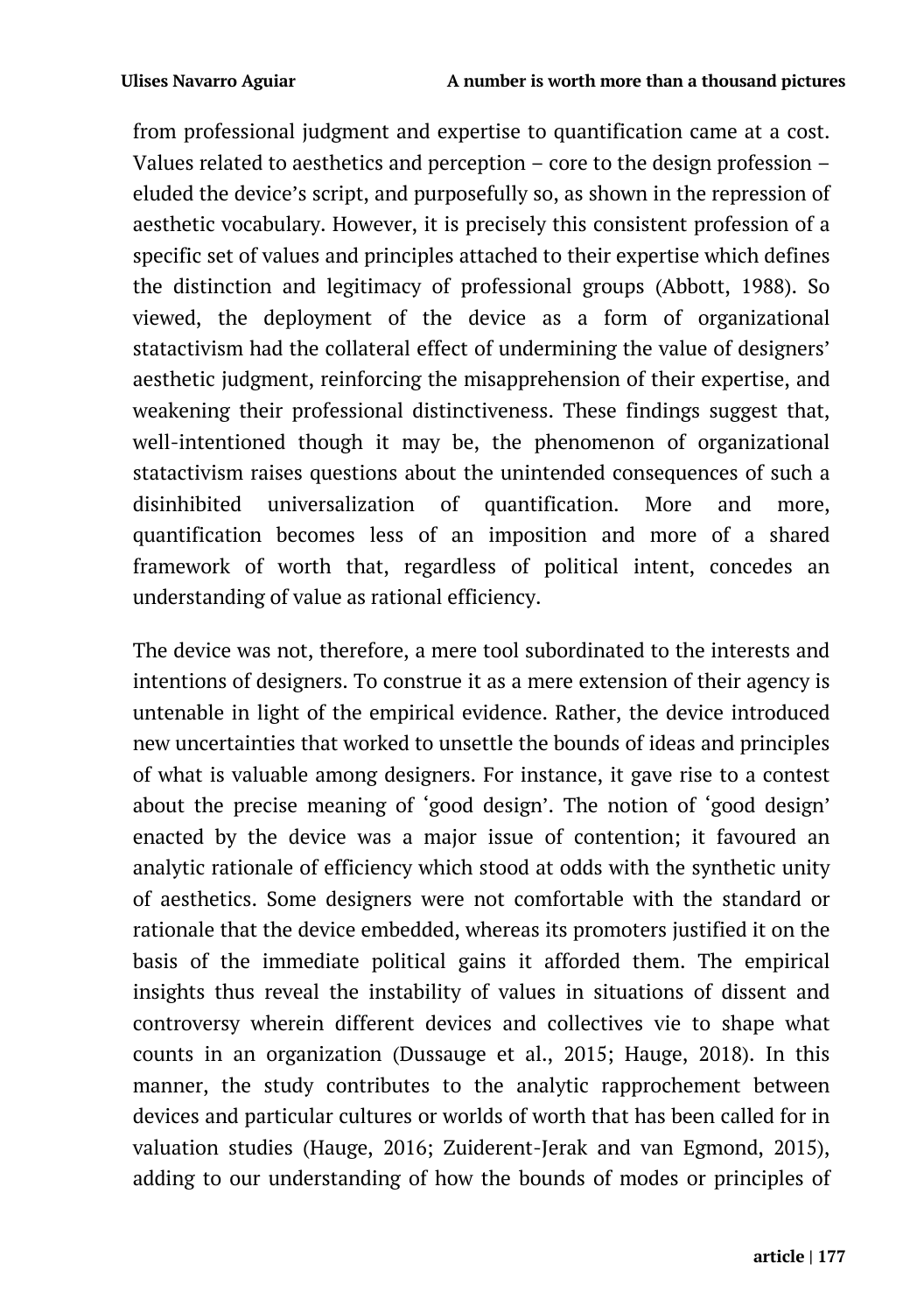from professional judgment and expertise to quantification came at a cost. Values related to aesthetics and perception – core to the design profession – eluded the device's script, and purposefully so, as shown in the repression of aesthetic vocabulary. However, it is precisely this consistent profession of a specific set of values and principles attached to their expertise which defines the distinction and legitimacy of professional groups (Abbott, 1988). So viewed, the deployment of the device as a form of organizational statactivism had the collateral effect of undermining the value of designers' aesthetic judgment, reinforcing the misapprehension of their expertise, and weakening their professional distinctiveness. These findings suggest that, well-intentioned though it may be, the phenomenon of organizational statactivism raises questions about the unintended consequences of such a disinhibited universalization of quantification. More and more, quantification becomes less of an imposition and more of a shared framework of worth that, regardless of political intent, concedes an understanding of value as rational efficiency.

The device was not, therefore, a mere tool subordinated to the interests and intentions of designers. To construe it as a mere extension of their agency is untenable in light of the empirical evidence. Rather, the device introduced new uncertainties that worked to unsettle the bounds of ideas and principles of what is valuable among designers. For instance, it gave rise to a contest about the precise meaning of 'good design'. The notion of 'good design' enacted by the device was a major issue of contention; it favoured an analytic rationale of efficiency which stood at odds with the synthetic unity of aesthetics. Some designers were not comfortable with the standard or rationale that the device embedded, whereas its promoters justified it on the basis of the immediate political gains it afforded them. The empirical insights thus reveal the instability of values in situations of dissent and controversy wherein different devices and collectives vie to shape what counts in an organization (Dussauge et al., 2015; Hauge, 2018). In this manner, the study contributes to the analytic rapprochement between devices and particular cultures or worlds of worth that has been called for in valuation studies (Hauge, 2016; Zuiderent-Jerak and van Egmond, 2015), adding to our understanding of how the bounds of modes or principles of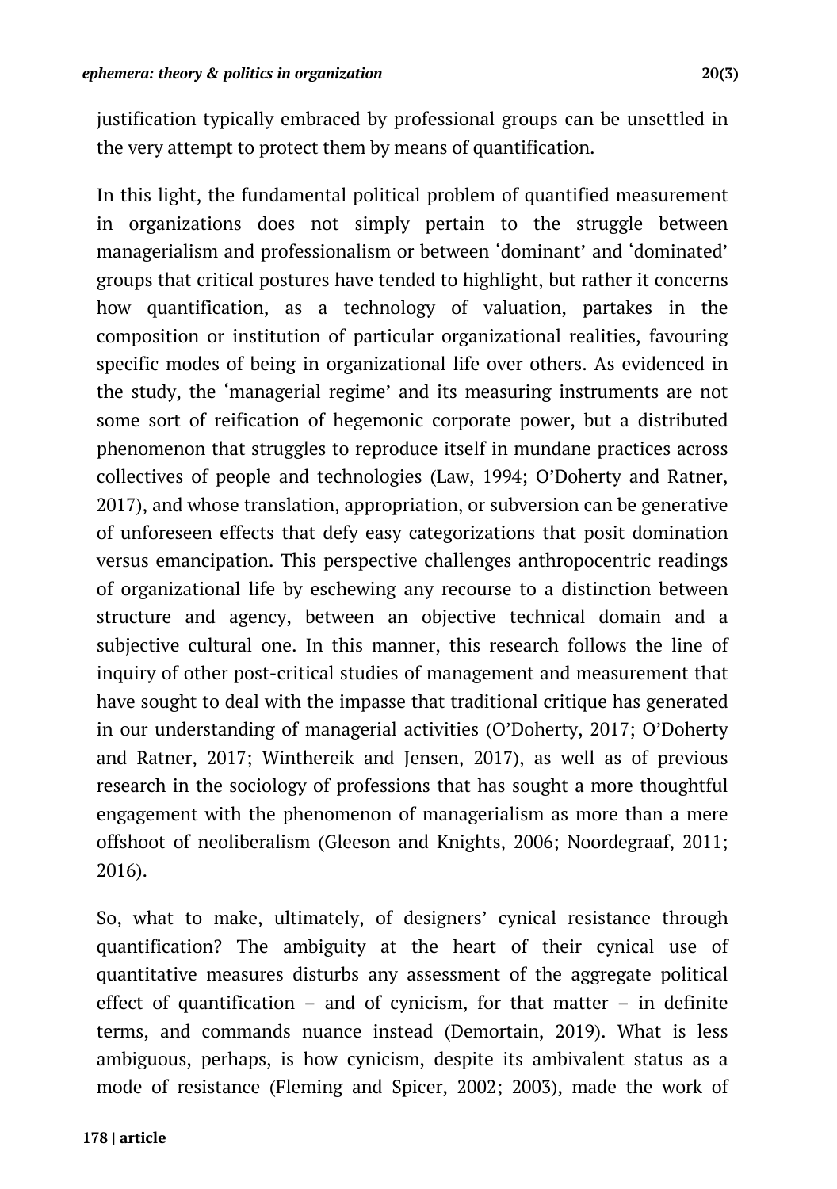justification typically embraced by professional groups can be unsettled in the very attempt to protect them by means of quantification.

In this light, the fundamental political problem of quantified measurement in organizations does not simply pertain to the struggle between managerialism and professionalism or between 'dominant' and 'dominated' groups that critical postures have tended to highlight, but rather it concerns how quantification, as a technology of valuation, partakes in the composition or institution of particular organizational realities, favouring specific modes of being in organizational life over others. As evidenced in the study, the 'managerial regime' and its measuring instruments are not some sort of reification of hegemonic corporate power, but a distributed phenomenon that struggles to reproduce itself in mundane practices across collectives of people and technologies (Law, 1994; O'Doherty and Ratner, 2017), and whose translation, appropriation, or subversion can be generative of unforeseen effects that defy easy categorizations that posit domination versus emancipation. This perspective challenges anthropocentric readings of organizational life by eschewing any recourse to a distinction between structure and agency, between an objective technical domain and a subjective cultural one. In this manner, this research follows the line of inquiry of other post-critical studies of management and measurement that have sought to deal with the impasse that traditional critique has generated in our understanding of managerial activities (O'Doherty, 2017; O'Doherty and Ratner, 2017; Winthereik and Jensen, 2017), as well as of previous research in the sociology of professions that has sought a more thoughtful engagement with the phenomenon of managerialism as more than a mere offshoot of neoliberalism (Gleeson and Knights, 2006; Noordegraaf, 2011; 2016).

So, what to make, ultimately, of designers' cynical resistance through quantification? The ambiguity at the heart of their cynical use of quantitative measures disturbs any assessment of the aggregate political effect of quantification – and of cynicism, for that matter – in definite terms, and commands nuance instead (Demortain, 2019). What is less ambiguous, perhaps, is how cynicism, despite its ambivalent status as a mode of resistance (Fleming and Spicer, 2002; 2003), made the work of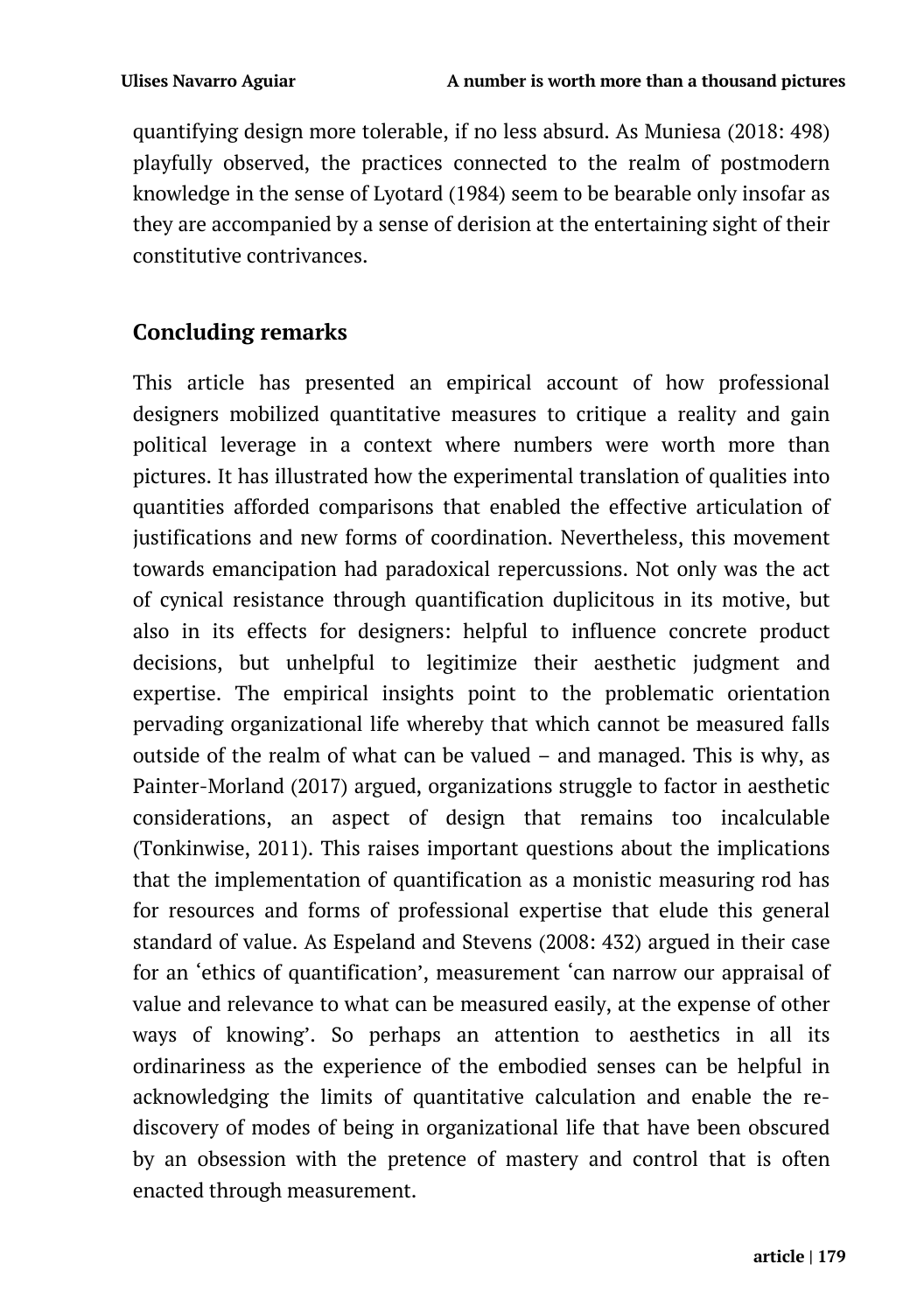quantifying design more tolerable, if no less absurd. As Muniesa (2018: 498) playfully observed, the practices connected to the realm of postmodern knowledge in the sense of Lyotard (1984) seem to be bearable only insofar as they are accompanied by a sense of derision at the entertaining sight of their constitutive contrivances.

## Concluding remarks

This article has presented an empirical account of how professional designers mobilized quantitative measures to critique a reality and gain political leverage in a context where numbers were worth more than pictures. It has illustrated how the experimental translation of qualities into quantities afforded comparisons that enabled the effective articulation of justifications and new forms of coordination. Nevertheless, this movement towards emancipation had paradoxical repercussions. Not only was the act of cynical resistance through quantification duplicitous in its motive, but also in its effects for designers: helpful to influence concrete product decisions, but unhelpful to legitimize their aesthetic judgment and expertise. The empirical insights point to the problematic orientation pervading organizational life whereby that which cannot be measured falls outside of the realm of what can be valued – and managed. This is why, as Painter-Morland (2017) argued, organizations struggle to factor in aesthetic considerations, an aspect of design that remains too incalculable (Tonkinwise, 2011). This raises important questions about the implications that the implementation of quantification as a monistic measuring rod has for resources and forms of professional expertise that elude this general standard of value. As Espeland and Stevens (2008: 432) argued in their case for an 'ethics of quantification', measurement 'can narrow our appraisal of value and relevance to what can be measured easily, at the expense of other ways of knowing'. So perhaps an attention to aesthetics in all its ordinariness as the experience of the embodied senses can be helpful in acknowledging the limits of quantitative calculation and enable the re-discovery of modes of being in organizational life that have been obscured by an obsession with the pretence of mastery and control that is often enacted through measurement.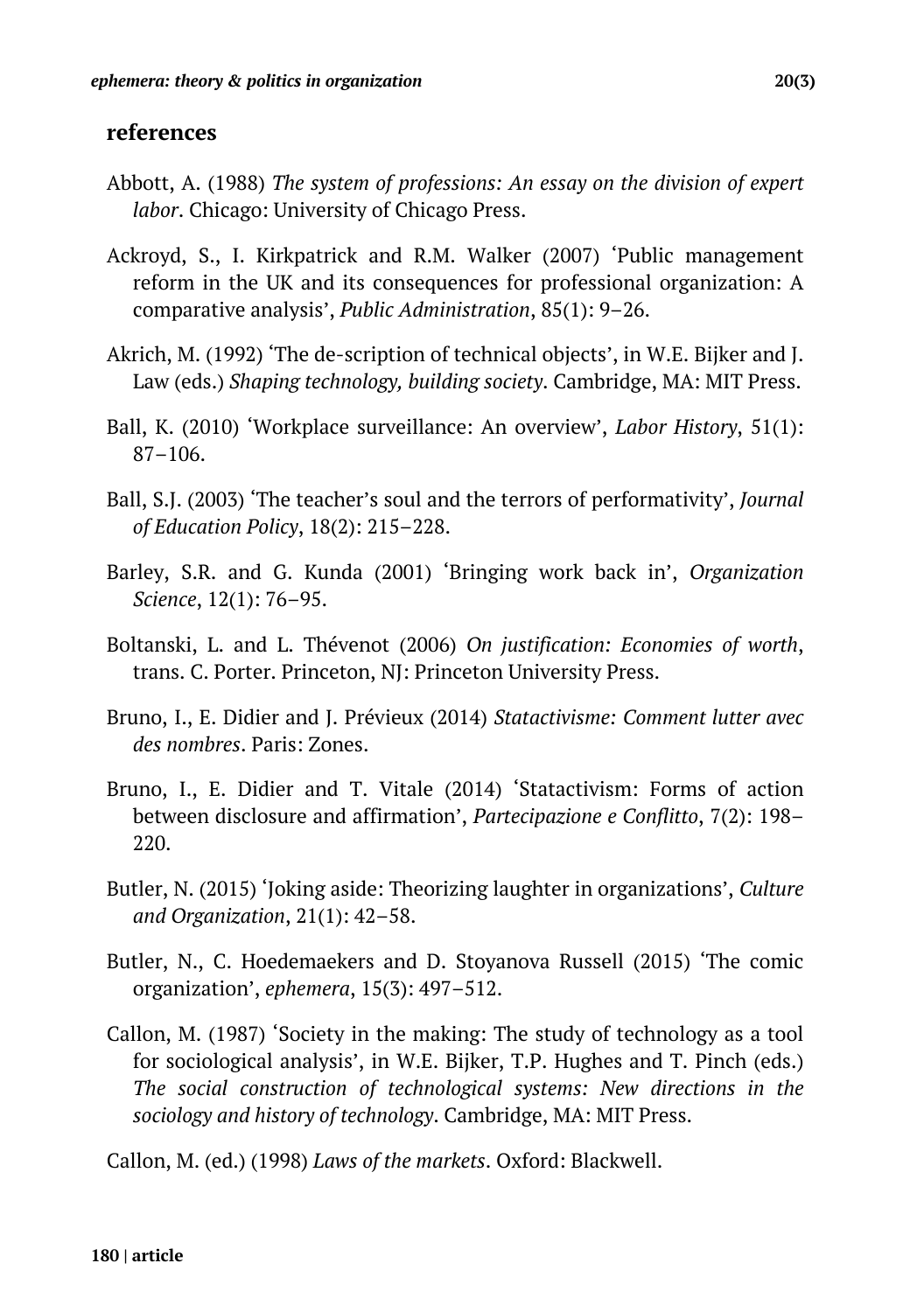## references

Abbott, A. (1988) *The system of professions: An essay on the division of expert labor*. Chicago: University of Chicago Press.

Ackroyd, S., I. Kirkpatrick and R.M. Walker (2007) 'Public management reform in the UK and its consequences for professional organization: A comparative analysis', *Public Administration*, 85(1): 9–26.

Akrich, M. (1992) 'The de-scription of technical objects', in W.E. Bijker and J. Law (eds.) *Shaping technology, building society*. Cambridge, MA: MIT Press.

Ball, K. (2010) 'Workplace surveillance: An overview', *Labor History*, 51(1): 87–106.

Ball, S.J. (2003) 'The teacher's soul and the terrors of performativity', *Journal of Education Policy*, 18(2): 215–228.

Barley, S.R. and G. Kunda (2001) 'Bringing work back in', *Organization Science*, 12(1): 76–95.

Boltanski, L. and L. Thévenot (2006) *On justification: Economies of worth*, trans. C. Porter. Princeton, NJ: Princeton University Press.

Bruno, I., E. Didier and J. Prévieux (2014) *Statactivisme: Comment lutter avec des nombres*. Paris: Zones.

Bruno, I., E. Didier and T. Vitale (2014) 'Statactivism: Forms of action between disclosure and affirmation', *Partecipazione e Conflitto*, 7(2): 198–220.

Butler, N. (2015) 'Joking aside: Theorizing laughter in organizations', *Culture and Organization*, 21(1): 42–58.

Butler, N., C. Hoedemaekers and D. Stoyanova Russell (2015) 'The comic organization', *ephemera*, 15(3): 497–512.

Callon, M. (1987) 'Society in the making: The study of technology as a tool for sociological analysis', in W.E. Bijker, T.P. Hughes and T. Pinch (eds.) *The social construction of technological systems: New directions in the sociology and history of technology*. Cambridge, MA: MIT Press.

Callon, M. (ed.) (1998) *Laws of the markets*. Oxford: Blackwell.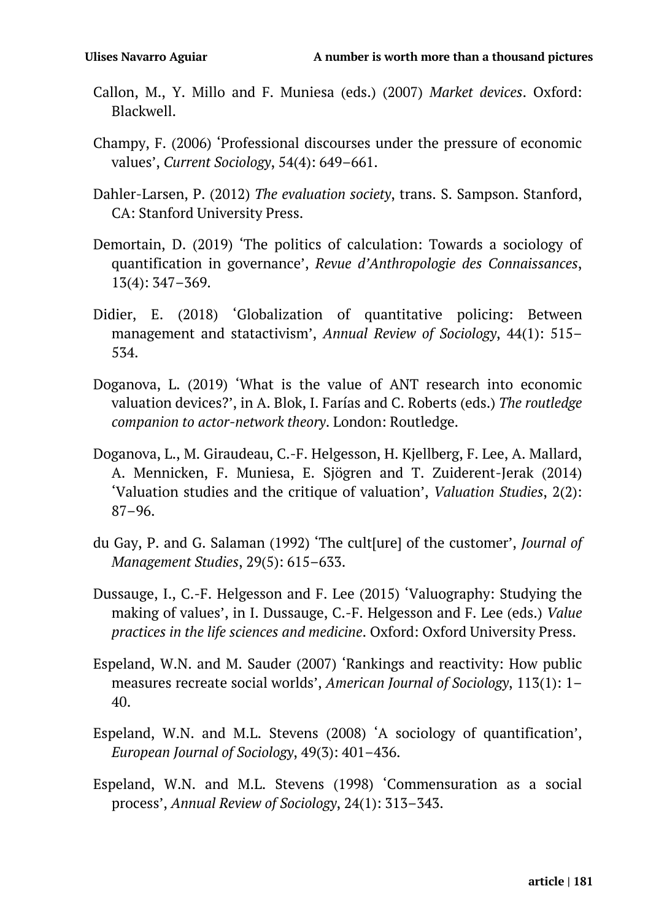Callon, M., Y. Millo and F. Muniesa (eds.) (2007) *Market devices*. Oxford: Blackwell.

Champy, F. (2006) 'Professional discourses under the pressure of economic values', *Current Sociology*, 54(4): 649–661.

Dahler-Larsen, P. (2012) *The evaluation society*, trans. S. Sampson. Stanford, CA: Stanford University Press.

Demortain, D. (2019) 'The politics of calculation: Towards a sociology of quantification in governance', *Revue d'Anthropologie des Connaissances*, 13(4): 347–369.

Didier, E. (2018) 'Globalization of quantitative policing: Between management and statactivism', *Annual Review of Sociology*, 44(1): 515–534.

Doganova, L. (2019) 'What is the value of ANT research into economic valuation devices?', in A. Blok, I. Farías and C. Roberts (eds.) *The routledge companion to actor-network theory*. London: Routledge.

Doganova, L., M. Giraudeau, C.-F. Helgesson, H. Kjellberg, F. Lee, A. Mallard, A. Mennicken, F. Muniesa, E. Sjögren and T. Zuiderent-Jerak (2014) 'Valuation studies and the critique of valuation', *Valuation Studies*, 2(2): 87–96.

du Gay, P. and G. Salaman (1992) 'The cult[ure] of the customer', *Journal of Management Studies*, 29(5): 615–633.

Dussauge, I., C.-F. Helgesson and F. Lee (2015) 'Valuography: Studying the making of values', in I. Dussauge, C.-F. Helgesson and F. Lee (eds.) *Value practices in the life sciences and medicine*. Oxford: Oxford University Press.

Espeland, W.N. and M. Sauder (2007) 'Rankings and reactivity: How public measures recreate social worlds', *American Journal of Sociology*, 113(1): 1–40.

Espeland, W.N. and M.L. Stevens (2008) 'A sociology of quantification', *European Journal of Sociology*, 49(3): 401–436.

Espeland, W.N. and M.L. Stevens (1998) 'Commensuration as a social process', *Annual Review of Sociology*, 24(1): 313–343.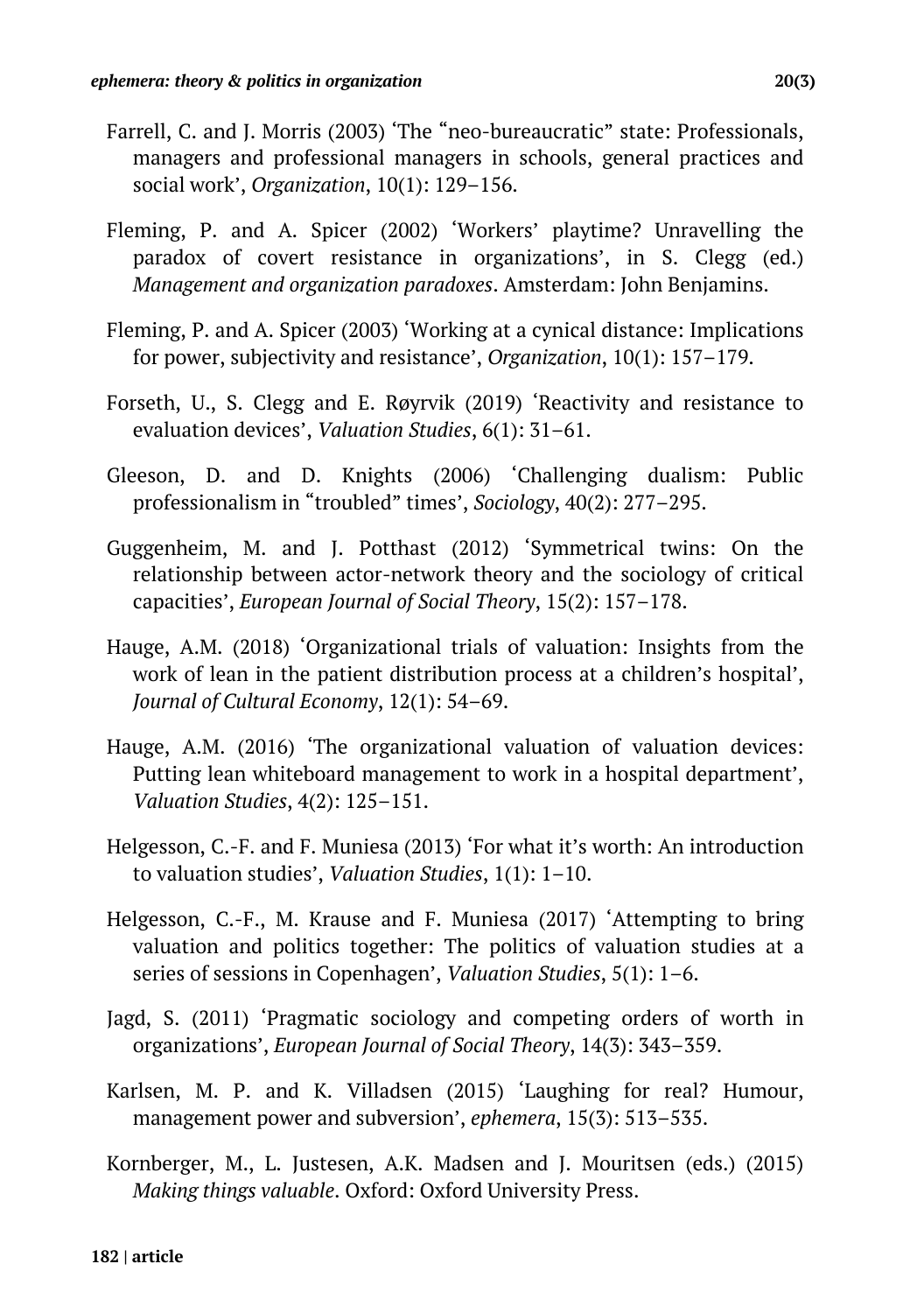Farrell, C. and J. Morris (2003) 'The "neo-bureaucratic" state: Professionals, managers and professional managers in schools, general practices and social work', *Organization*, 10(1): 129–156.

Fleming, P. and A. Spicer (2002) 'Workers' playtime? Unravelling the paradox of covert resistance in organizations', in S. Clegg (ed.) *Management and organization paradoxes*. Amsterdam: John Benjamins.

Fleming, P. and A. Spicer (2003) 'Working at a cynical distance: Implications for power, subjectivity and resistance', *Organization*, 10(1): 157–179.

Forseth, U., S. Clegg and E. Røyrvik (2019) 'Reactivity and resistance to evaluation devices', *Valuation Studies*, 6(1): 31–61.

Gleeson, D. and D. Knights (2006) 'Challenging dualism: Public professionalism in "troubled" times', *Sociology*, 40(2): 277–295.

Guggenheim, M. and J. Potthast (2012) 'Symmetrical twins: On the relationship between actor-network theory and the sociology of critical capacities', *European Journal of Social Theory*, 15(2): 157–178.

Hauge, A.M. (2018) 'Organizational trials of valuation: Insights from the work of lean in the patient distribution process at a children's hospital', *Journal of Cultural Economy*, 12(1): 54–69.

Hauge, A.M. (2016) 'The organizational valuation of valuation devices: Putting lean whiteboard management to work in a hospital department', *Valuation Studies*, 4(2): 125–151.

Helgesson, C.-F. and F. Muniesa (2013) 'For what it's worth: An introduction to valuation studies', *Valuation Studies*, 1(1): 1–10.

Helgesson, C.-F., M. Krause and F. Muniesa (2017) 'Attempting to bring valuation and politics together: The politics of valuation studies at a series of sessions in Copenhagen', *Valuation Studies*, 5(1): 1–6.

Jagd, S. (2011) 'Pragmatic sociology and competing orders of worth in organizations', *European Journal of Social Theory*, 14(3): 343–359.

Karlsen, M. P. and K. Villadsen (2015) 'Laughing for real? Humour, management power and subversion', *ephemera*, 15(3): 513–535.

Kornberger, M., L. Justesen, A.K. Madsen and J. Mouritsen (eds.) (2015) *Making things valuable*. Oxford: Oxford University Press.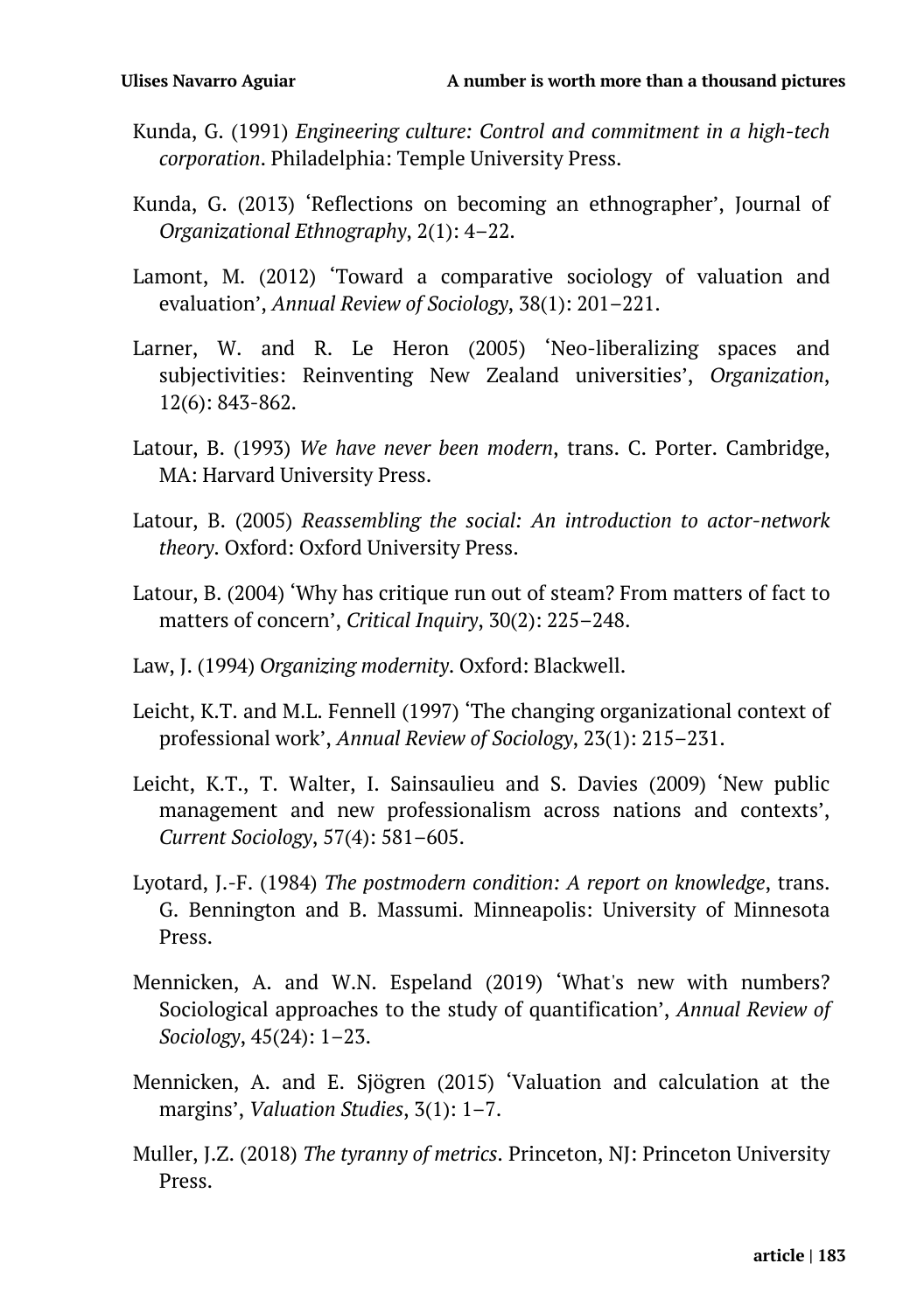Kunda, G. (1991) *Engineering culture: Control and commitment in a high-tech corporation*. Philadelphia: Temple University Press.

Kunda, G. (2013) 'Reflections on becoming an ethnographer', Journal of *Organizational Ethnography*, 2(1): 4–22.

Lamont, M. (2012) 'Toward a comparative sociology of valuation and evaluation', *Annual Review of Sociology*, 38(1): 201–221.

Larner, W. and R. Le Heron (2005) 'Neo-liberalizing spaces and subjectivities: Reinventing New Zealand universities', *Organization*, 12(6): 843-862.

Latour, B. (1993) *We have never been modern*, trans. C. Porter. Cambridge, MA: Harvard University Press.

Latour, B. (2005) *Reassembling the social: An introduction to actor-network theory*. Oxford: Oxford University Press.

Latour, B. (2004) 'Why has critique run out of steam? From matters of fact to matters of concern', *Critical Inquiry*, 30(2): 225–248.

Law, J. (1994) *Organizing modernity*. Oxford: Blackwell.

Leicht, K.T. and M.L. Fennell (1997) 'The changing organizational context of professional work', *Annual Review of Sociology*, 23(1): 215–231.

Leicht, K.T., T. Walter, I. Sainsaulieu and S. Davies (2009) 'New public management and new professionalism across nations and contexts', *Current Sociology*, 57(4): 581–605.

Lyotard, J.-F. (1984) *The postmodern condition: A report on knowledge*, trans. G. Bennington and B. Massumi. Minneapolis: University of Minnesota Press.

Mennicken, A. and W.N. Espeland (2019) 'What's new with numbers? Sociological approaches to the study of quantification', *Annual Review of Sociology*, 45(24): 1–23.

Mennicken, A. and E. Sjögren (2015) 'Valuation and calculation at the margins', *Valuation Studies*, 3(1): 1–7.

Muller, J.Z. (2018) *The tyranny of metrics*. Princeton, NJ: Princeton University Press.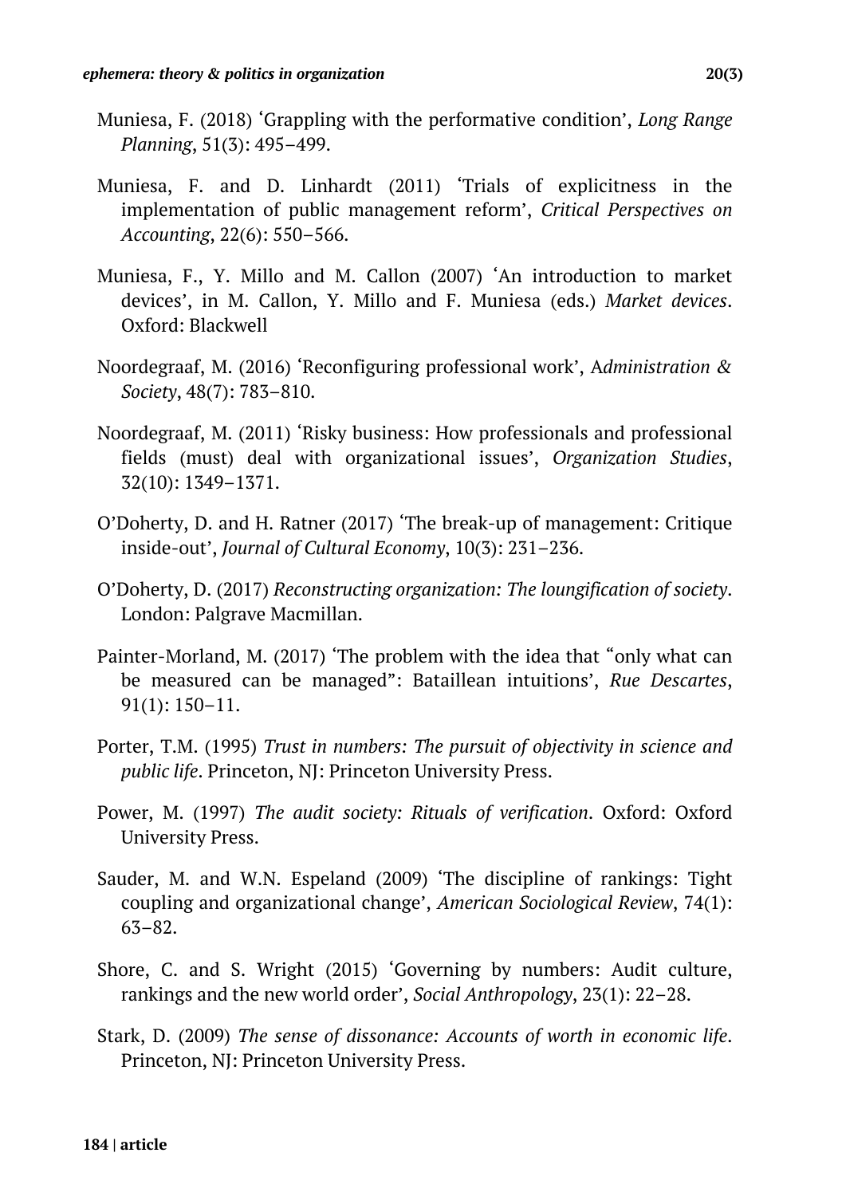Muniesa, F. (2018) ‘Grappling with the performative condition’, *Long Range Planning*, 51(3): 495–499.

Muniesa, F. and D. Linhardt (2011) ‘Trials of explicitness in the implementation of public management reform’, *Critical Perspectives on Accounting*, 22(6): 550–566.

Muniesa, F., Y. Millo and M. Callon (2007) ‘An introduction to market devices’, in M. Callon, Y. Millo and F. Muniesa (eds.) *Market devices*. Oxford: Blackwell

Noordegraaf, M. (2016) ‘Reconfiguring professional work’, A*dministration & Society*, 48(7): 783–810.

Noordegraaf, M. (2011) ‘Risky business: How professionals and professional fields (must) deal with organizational issues’, *Organization Studies*, 32(10): 1349–1371.

O’Doherty, D. and H. Ratner (2017) ‘The break-up of management: Critique inside-out’, *Journal of Cultural Economy*, 10(3): 231–236.

O’Doherty, D. (2017) *Reconstructing organization: The loungification of society*. London: Palgrave Macmillan.

Painter-Morland, M. (2017) ‘The problem with the idea that “only what can be measured can be managed”: Bataillean intuitions’, *Rue Descartes*, 91(1): 150–11.

Porter, T.M. (1995) *Trust in numbers: The pursuit of objectivity in science and public life*. Princeton, NJ: Princeton University Press.

Power, M. (1997) *The audit society: Rituals of verification*. Oxford: Oxford University Press.

Sauder, M. and W.N. Espeland (2009) ‘The discipline of rankings: Tight coupling and organizational change’, *American Sociological Review*, 74(1): 63–82.

Shore, C. and S. Wright (2015) ‘Governing by numbers: Audit culture, rankings and the new world order’, *Social Anthropology*, 23(1): 22–28.

Stark, D. (2009) *The sense of dissonance: Accounts of worth in economic life*. Princeton, NJ: Princeton University Press.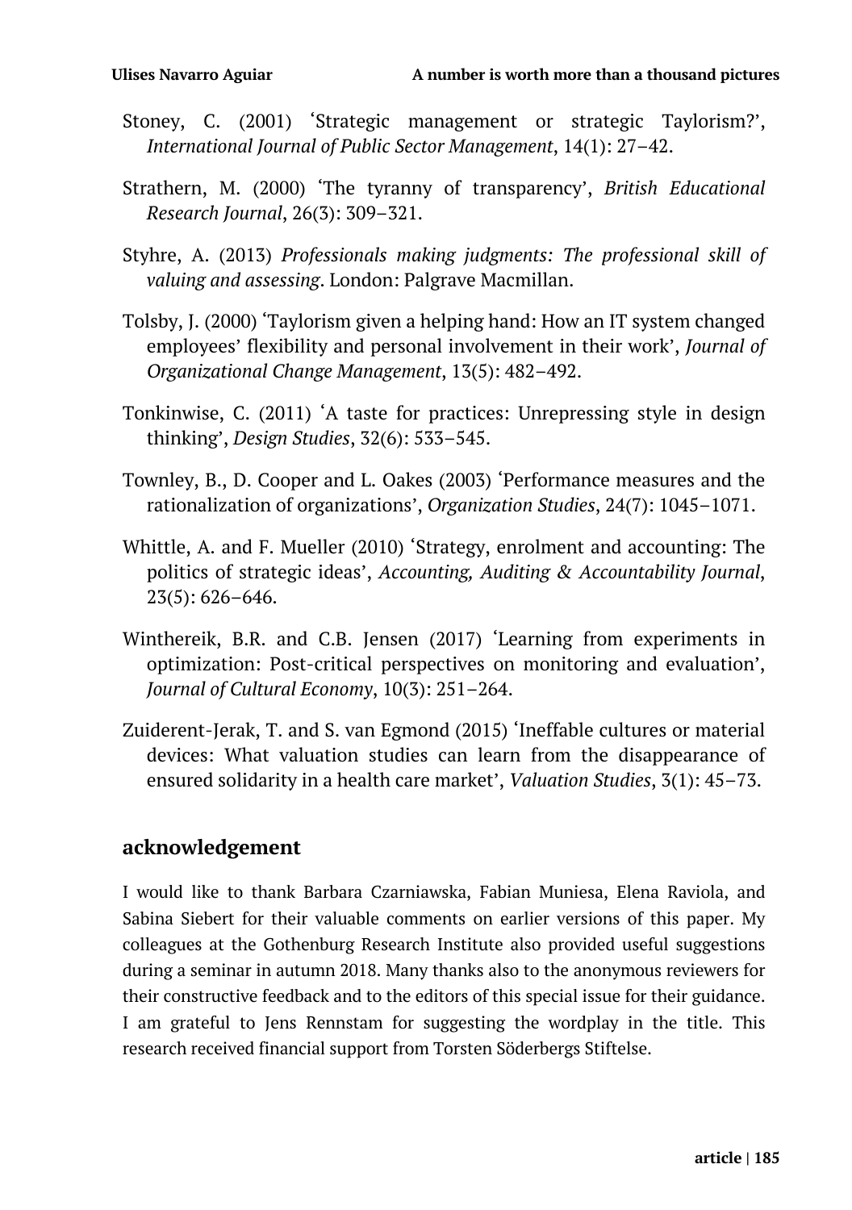Stoney, C. (2001) 'Strategic management or strategic Taylorism?', *International Journal of Public Sector Management*, 14(1): 27–42.

Strathern, M. (2000) 'The tyranny of transparency', *British Educational Research Journal*, 26(3): 309–321.

Styhre, A. (2013) *Professionals making judgments: The professional skill of valuing and assessing*. London: Palgrave Macmillan.

Tolsby, J. (2000) 'Taylorism given a helping hand: How an IT system changed employees' flexibility and personal involvement in their work', *Journal of Organizational Change Management*, 13(5): 482–492.

Tonkinwise, C. (2011) 'A taste for practices: Unrepressing style in design thinking', *Design Studies*, 32(6): 533–545.

Townley, B., D. Cooper and L. Oakes (2003) 'Performance measures and the rationalization of organizations', *Organization Studies*, 24(7): 1045–1071.

Whittle, A. and F. Mueller (2010) 'Strategy, enrolment and accounting: The politics of strategic ideas', *Accounting, Auditing & Accountability Journal*, 23(5): 626–646.

Winthereik, B.R. and C.B. Jensen (2017) 'Learning from experiments in optimization: Post-critical perspectives on monitoring and evaluation', *Journal of Cultural Economy*, 10(3): 251–264.

Zuiderent-Jerak, T. and S. van Egmond (2015) 'Ineffable cultures or material devices: What valuation studies can learn from the disappearance of ensured solidarity in a health care market', *Valuation Studies*, 3(1): 45–73.

## acknowledgement

I would like to thank Barbara Czarniawska, Fabian Muniesa, Elena Raviola, and Sabina Siebert for their valuable comments on earlier versions of this paper. My colleagues at the Gothenburg Research Institute also provided useful suggestions during a seminar in autumn 2018. Many thanks also to the anonymous reviewers for their constructive feedback and to the editors of this special issue for their guidance. I am grateful to Jens Rennstam for suggesting the wordplay in the title. This research received financial support from Torsten Söderbergs Stiftelse.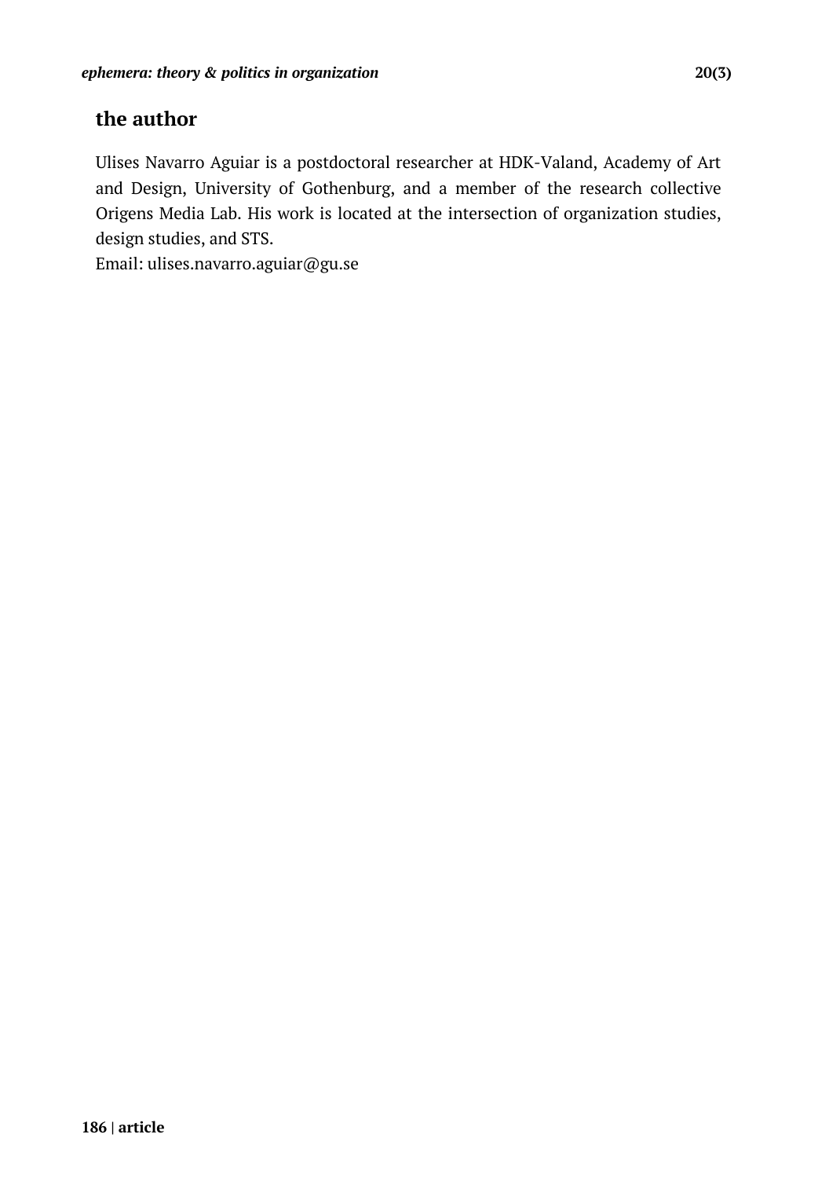## the author

Ulises Navarro Aguiar is a postdoctoral researcher at HDK-Valand, Academy of Art and Design, University of Gothenburg, and a member of the research collective Origens Media Lab. His work is located at the intersection of organization studies, design studies, and STS.

Email: ulises.navarro.aguiar@gu.se